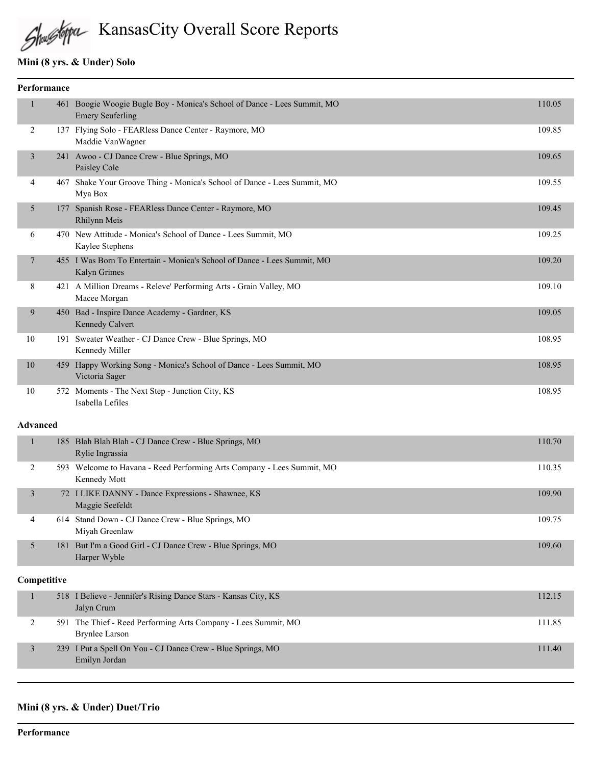# KansasCity Overall Score Reports

## Mini (8 yrs. & Under) Solo

### Performance

| Place | # | Routine / Dancer | Score |
|---|---|---|---|
| 1 | 461 | Boogie Woogie Bugle Boy - Monica's School of Dance - Lees Summit, MO<br>Emery Seuferling | 110.05 |
| 2 | 137 | Flying Solo - FEARless Dance Center - Raymore, MO<br>Maddie VanWagner | 109.85 |
| 3 | 241 | Awoo - CJ Dance Crew - Blue Springs, MO<br>Paisley Cole | 109.65 |
| 4 | 467 | Shake Your Groove Thing - Monica's School of Dance - Lees Summit, MO<br>Mya Box | 109.55 |
| 5 | 177 | Spanish Rose - FEARless Dance Center - Raymore, MO<br>Rhilynn Meis | 109.45 |
| 6 | 470 | New Attitude - Monica's School of Dance - Lees Summit, MO<br>Kaylee Stephens | 109.25 |
| 7 | 455 | I Was Born To Entertain - Monica's School of Dance - Lees Summit, MO<br>Kalyn Grimes | 109.20 |
| 8 | 421 | A Million Dreams - Releve' Performing Arts - Grain Valley, MO<br>Macee Morgan | 109.10 |
| 9 | 450 | Bad - Inspire Dance Academy - Gardner, KS<br>Kennedy Calvert | 109.05 |
| 10 | 191 | Sweater Weather - CJ Dance Crew - Blue Springs, MO<br>Kennedy Miller | 108.95 |
| 10 | 459 | Happy Working Song - Monica's School of Dance - Lees Summit, MO<br>Victoria Sager | 108.95 |
| 10 | 572 | Moments - The Next Step - Junction City, KS<br>Isabella Lefiles | 108.95 |

### Advanced

| Place | # | Routine / Dancer | Score |
|---|---|---|---|
| 1 | 185 | Blah Blah Blah - CJ Dance Crew - Blue Springs, MO<br>Rylie Ingrassia | 110.70 |
| 2 | 593 | Welcome to Havana - Reed Performing Arts Company - Lees Summit, MO<br>Kennedy Mott | 110.35 |
| 3 | 72 | I LIKE DANNY - Dance Expressions - Shawnee, KS<br>Maggie Seefeldt | 109.90 |
| 4 | 614 | Stand Down - CJ Dance Crew - Blue Springs, MO<br>Miyah Greenlaw | 109.75 |
| 5 | 181 | But I'm a Good Girl - CJ Dance Crew - Blue Springs, MO<br>Harper Wyble | 109.60 |

### Competitive

| Place | # | Routine / Dancer | Score |
|---|---|---|---|
| 1 | 518 | I Believe - Jennifer's Rising Dance Stars - Kansas City, KS<br>Jalyn Crum | 112.15 |
| 2 | 591 | The Thief - Reed Performing Arts Company - Lees Summit, MO<br>Brynlee Larson | 111.85 |
| 3 | 239 | I Put a Spell On You - CJ Dance Crew - Blue Springs, MO<br>Emilyn Jordan | 111.40 |

## Mini (8 yrs. & Under) Duet/Trio

### Performance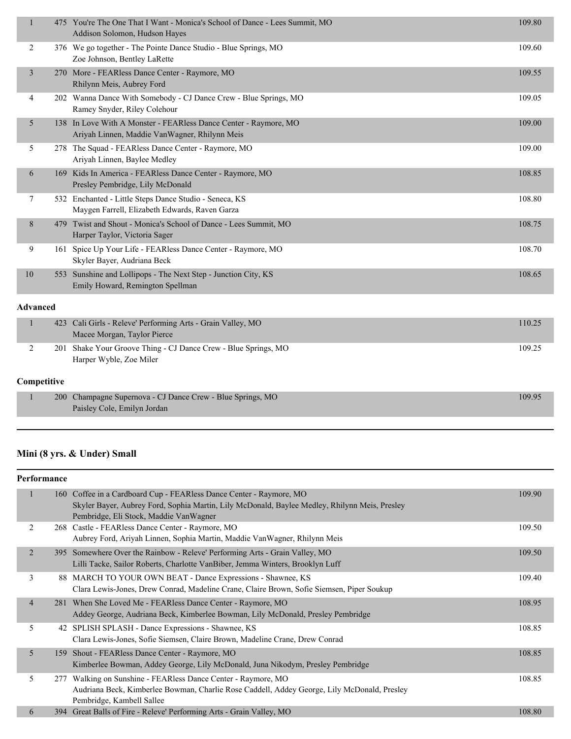| Place | No. | Entry | Score |
|---|---|---|---|
| 1 | 475 | You're The One That I Want - Monica's School of Dance - Lees Summit, MO<br>Addison Solomon, Hudson Hayes | 109.80 |
| 2 | 376 | We go together - The Pointe Dance Studio - Blue Springs, MO<br>Zoe Johnson, Bentley LaRette | 109.60 |
| 3 | 270 | More - FEARless Dance Center - Raymore, MO<br>Rhilynn Meis, Aubrey Ford | 109.55 |
| 4 | 202 | Wanna Dance With Somebody - CJ Dance Crew - Blue Springs, MO<br>Ramey Snyder, Riley Colehour | 109.05 |
| 5 | 138 | In Love With A Monster - FEARless Dance Center - Raymore, MO<br>Ariyah Linnen, Maddie VanWagner, Rhilynn Meis | 109.00 |
| 5 | 278 | The Squad - FEARless Dance Center - Raymore, MO<br>Ariyah Linnen, Baylee Medley | 109.00 |
| 6 | 169 | Kids In America - FEARless Dance Center - Raymore, MO<br>Presley Pembridge, Lily McDonald | 108.85 |
| 7 | 532 | Enchanted - Little Steps Dance Studio - Seneca, KS<br>Maygen Farrell, Elizabeth Edwards, Raven Garza | 108.80 |
| 8 | 479 | Twist and Shout - Monica's School of Dance - Lees Summit, MO<br>Harper Taylor, Victoria Sager | 108.75 |
| 9 | 161 | Spice Up Your Life - FEARless Dance Center - Raymore, MO<br>Skyler Bayer, Audriana Beck | 108.70 |
| 10 | 553 | Sunshine and Lollipops - The Next Step - Junction City, KS<br>Emily Howard, Remington Spellman | 108.65 |

**Advanced**

| Place | No. | Entry | Score |
|---|---|---|---|
| 1 | 423 | Cali Girls - Releve' Performing Arts - Grain Valley, MO<br>Macee Morgan, Taylor Pierce | 110.25 |
| 2 | 201 | Shake Your Groove Thing - CJ Dance Crew - Blue Springs, MO<br>Harper Wyble, Zoe Miler | 109.25 |

**Competitive**

| Place | No. | Entry | Score |
|---|---|---|---|
| 1 | 200 | Champagne Supernova - CJ Dance Crew - Blue Springs, MO<br>Paisley Cole, Emilyn Jordan | 109.95 |

## Mini (8 yrs. & Under) Small

**Performance**

| Place | No. | Entry | Score |
|---|---|---|---|
| 1 | 160 | Coffee in a Cardboard Cup - FEARless Dance Center - Raymore, MO<br>Skyler Bayer, Aubrey Ford, Sophia Martin, Lily McDonald, Baylee Medley, Rhilynn Meis, Presley Pembridge, Eli Stock, Maddie VanWagner | 109.90 |
| 2 | 268 | Castle - FEARless Dance Center - Raymore, MO<br>Aubrey Ford, Ariyah Linnen, Sophia Martin, Maddie VanWagner, Rhilynn Meis | 109.50 |
| 2 | 395 | Somewhere Over the Rainbow - Releve' Performing Arts - Grain Valley, MO<br>Lilli Tacke, Sailor Roberts, Charlotte VanBiber, Jemma Winters, Brooklyn Luff | 109.50 |
| 3 | 88 | MARCH TO YOUR OWN BEAT - Dance Expressions - Shawnee, KS<br>Clara Lewis-Jones, Drew Conrad, Madeline Crane, Claire Brown, Sofie Siemsen, Piper Soukup | 109.40 |
| 4 | 281 | When She Loved Me - FEARless Dance Center - Raymore, MO<br>Addey George, Audriana Beck, Kimberlee Bowman, Lily McDonald, Presley Pembridge | 108.95 |
| 5 | 42 | SPLISH SPLASH - Dance Expressions - Shawnee, KS<br>Clara Lewis-Jones, Sofie Siemsen, Claire Brown, Madeline Crane, Drew Conrad | 108.85 |
| 5 | 159 | Shout - FEARless Dance Center - Raymore, MO<br>Kimberlee Bowman, Addey George, Lily McDonald, Juna Nikodym, Presley Pembridge | 108.85 |
| 5 | 277 | Walking on Sunshine - FEARless Dance Center - Raymore, MO<br>Audriana Beck, Kimberlee Bowman, Charlie Rose Caddell, Addey George, Lily McDonald, Presley Pembridge, Kambell Sallee | 108.85 |
| 6 | 394 | Great Balls of Fire - Releve' Performing Arts - Grain Valley, MO | 108.80 |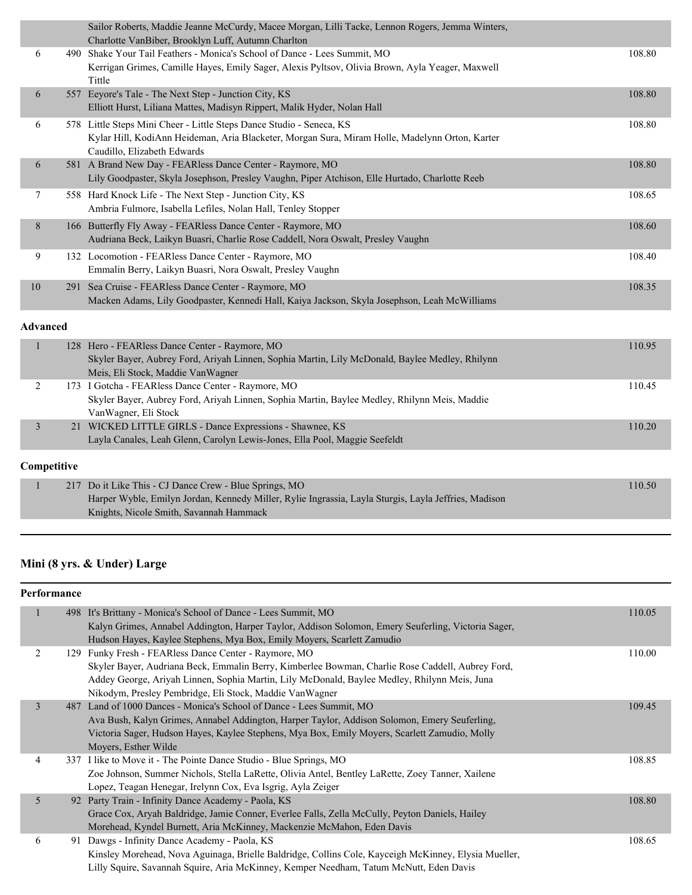| | | | |
|---|---|---|---|
| | | Sailor Roberts, Maddie Jeanne McCurdy, Macee Morgan, Lilli Tacke, Lennon Rogers, Jemma Winters, Charlotte VanBiber, Brooklyn Luff, Autumn Charlton | |
| 6 | 490 | Shake Your Tail Feathers - Monica's School of Dance - Lees Summit, MO<br>Kerrigan Grimes, Camille Hayes, Emily Sager, Alexis Pyltsov, Olivia Brown, Ayla Yeager, Maxwell Tittle | 108.80 |
| 6 | 557 | Eeyore's Tale - The Next Step - Junction City, KS<br>Elliott Hurst, Liliana Mattes, Madisyn Rippert, Malik Hyder, Nolan Hall | 108.80 |
| 6 | 578 | Little Steps Mini Cheer - Little Steps Dance Studio - Seneca, KS<br>Kylar Hill, KodiAnn Heideman, Aria Blacketer, Morgan Sura, Miram Holle, Madelynn Orton, Karter Caudillo, Elizabeth Edwards | 108.80 |
| 6 | 581 | A Brand New Day - FEARless Dance Center - Raymore, MO<br>Lily Goodpaster, Skyla Josephson, Presley Vaughn, Piper Atchison, Elle Hurtado, Charlotte Reeb | 108.80 |
| 7 | 558 | Hard Knock Life - The Next Step - Junction City, KS<br>Ambria Fulmore, Isabella Lefiles, Nolan Hall, Tenley Stopper | 108.65 |
| 8 | 166 | Butterfly Fly Away - FEARless Dance Center - Raymore, MO<br>Audriana Beck, Laikyn Buasri, Charlie Rose Caddell, Nora Oswalt, Presley Vaughn | 108.60 |
| 9 | 132 | Locomotion - FEARless Dance Center - Raymore, MO<br>Emmalin Berry, Laikyn Buasri, Nora Oswalt, Presley Vaughn | 108.40 |
| 10 | 291 | Sea Cruise - FEARless Dance Center - Raymore, MO<br>Macken Adams, Lily Goodpaster, Kennedi Hall, Kaiya Jackson, Skyla Josephson, Leah McWilliams | 108.35 |

**Advanced**

| | | | |
|---|---|---|---|
| 1 | 128 | Hero - FEARless Dance Center - Raymore, MO<br>Skyler Bayer, Aubrey Ford, Ariyah Linnen, Sophia Martin, Lily McDonald, Baylee Medley, Rhilynn Meis, Eli Stock, Maddie VanWagner | 110.95 |
| 2 | 173 | I Gotcha - FEARless Dance Center - Raymore, MO<br>Skyler Bayer, Aubrey Ford, Ariyah Linnen, Sophia Martin, Baylee Medley, Rhilynn Meis, Maddie VanWagner, Eli Stock | 110.45 |
| 3 | 21 | WICKED LITTLE GIRLS - Dance Expressions - Shawnee, KS<br>Layla Canales, Leah Glenn, Carolyn Lewis-Jones, Ella Pool, Maggie Seefeldt | 110.20 |

**Competitive**

| | | | |
|---|---|---|---|
| 1 | 217 | Do it Like This - CJ Dance Crew - Blue Springs, MO<br>Harper Wyble, Emilyn Jordan, Kennedy Miller, Rylie Ingrassia, Layla Sturgis, Layla Jeffries, Madison Knights, Nicole Smith, Savannah Hammack | 110.50 |

## Mini (8 yrs. & Under) Large

**Performance**

| | | | |
|---|---|---|---|
| 1 | 498 | It's Brittany - Monica's School of Dance - Lees Summit, MO<br>Kalyn Grimes, Annabel Addington, Harper Taylor, Addison Solomon, Emery Seuferling, Victoria Sager, Hudson Hayes, Kaylee Stephens, Mya Box, Emily Moyers, Scarlett Zamudio | 110.05 |
| 2 | 129 | Funky Fresh - FEARless Dance Center - Raymore, MO<br>Skyler Bayer, Audriana Beck, Emmalin Berry, Kimberlee Bowman, Charlie Rose Caddell, Aubrey Ford, Addey George, Ariyah Linnen, Sophia Martin, Lily McDonald, Baylee Medley, Rhilynn Meis, Juna Nikodym, Presley Pembridge, Eli Stock, Maddie VanWagner | 110.00 |
| 3 | 487 | Land of 1000 Dances - Monica's School of Dance - Lees Summit, MO<br>Ava Bush, Kalyn Grimes, Annabel Addington, Harper Taylor, Addison Solomon, Emery Seuferling, Victoria Sager, Hudson Hayes, Kaylee Stephens, Mya Box, Emily Moyers, Scarlett Zamudio, Molly Moyers, Esther Wilde | 109.45 |
| 4 | 337 | I like to Move it - The Pointe Dance Studio - Blue Springs, MO<br>Zoe Johnson, Summer Nichols, Stella LaRette, Olivia Antel, Bentley LaRette, Zoey Tanner, Xailene Lopez, Teagan Henegar, Irelynn Cox, Eva Isgrig, Ayla Zeiger | 108.85 |
| 5 | 92 | Party Train - Infinity Dance Academy - Paola, KS<br>Grace Cox, Aryah Baldridge, Jamie Conner, Everlee Falls, Zella McCully, Peyton Daniels, Hailey Morehead, Kyndel Burnett, Aria McKinney, Mackenzie McMahon, Eden Davis | 108.80 |
| 6 | 91 | Dawgs - Infinity Dance Academy - Paola, KS<br>Kinsley Morehead, Nova Aguinaga, Brielle Baldridge, Collins Cole, Kayceigh McKinney, Elysia Mueller, Lilly Squire, Savannah Squire, Aria McKinney, Kemper Needham, Tatum McNutt, Eden Davis | 108.65 |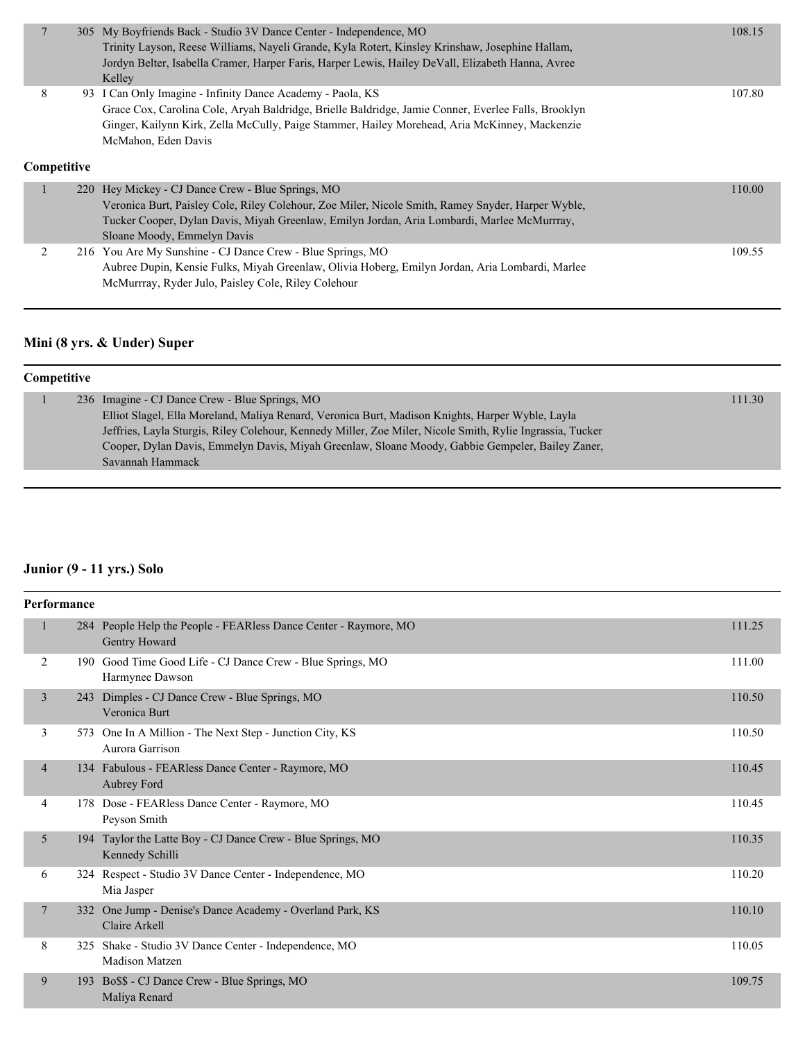| Place | # | Entry | Score |
|---|---|---|---|
| 7 | 305 | My Boyfriends Back - Studio 3V Dance Center - Independence, MO<br>Trinity Layson, Reese Williams, Nayeli Grande, Kyla Rotert, Kinsley Krinshaw, Josephine Hallam, Jordyn Belter, Isabella Cramer, Harper Faris, Harper Lewis, Hailey DeVall, Elizabeth Hanna, Avree Kelley | 108.15 |
| 8 | 93 | I Can Only Imagine - Infinity Dance Academy - Paola, KS<br>Grace Cox, Carolina Cole, Aryah Baldridge, Brielle Baldridge, Jamie Conner, Everlee Falls, Brooklyn Ginger, Kailynn Kirk, Zella McCully, Paige Stammer, Hailey Morehead, Aria McKinney, Mackenzie McMahon, Eden Davis | 107.80 |

**Competitive**

| Place | # | Entry | Score |
|---|---|---|---|
| 1 | 220 | Hey Mickey - CJ Dance Crew - Blue Springs, MO<br>Veronica Burt, Paisley Cole, Riley Colehour, Zoe Miler, Nicole Smith, Ramey Snyder, Harper Wyble, Tucker Cooper, Dylan Davis, Miyah Greenlaw, Emilyn Jordan, Aria Lombardi, Marlee McMurrray, Sloane Moody, Emmelyn Davis | 110.00 |
| 2 | 216 | You Are My Sunshine - CJ Dance Crew - Blue Springs, MO<br>Aubree Dupin, Kensie Fulks, Miyah Greenlaw, Olivia Hoberg, Emilyn Jordan, Aria Lombardi, Marlee McMurrray, Ryder Julo, Paisley Cole, Riley Colehour | 109.55 |

## Mini (8 yrs. & Under) Super

**Competitive**

| Place | # | Entry | Score |
|---|---|---|---|
| 1 | 236 | Imagine - CJ Dance Crew - Blue Springs, MO<br>Elliot Slagel, Ella Moreland, Maliya Renard, Veronica Burt, Madison Knights, Harper Wyble, Layla Jeffries, Layla Sturgis, Riley Colehour, Kennedy Miller, Zoe Miler, Nicole Smith, Rylie Ingrassia, Tucker Cooper, Dylan Davis, Emmelyn Davis, Miyah Greenlaw, Sloane Moody, Gabbie Gempeler, Bailey Zaner, Savannah Hammack | 111.30 |

## Junior (9 - 11 yrs.) Solo

**Performance**

| Place | # | Entry | Score |
|---|---|---|---|
| 1 | 284 | People Help the People - FEARless Dance Center - Raymore, MO<br>Gentry Howard | 111.25 |
| 2 | 190 | Good Time Good Life - CJ Dance Crew - Blue Springs, MO<br>Harmynee Dawson | 111.00 |
| 3 | 243 | Dimples - CJ Dance Crew - Blue Springs, MO<br>Veronica Burt | 110.50 |
| 3 | 573 | One In A Million - The Next Step - Junction City, KS<br>Aurora Garrison | 110.50 |
| 4 | 134 | Fabulous - FEARless Dance Center - Raymore, MO<br>Aubrey Ford | 110.45 |
| 4 | 178 | Dose - FEARless Dance Center - Raymore, MO<br>Peyson Smith | 110.45 |
| 5 | 194 | Taylor the Latte Boy - CJ Dance Crew - Blue Springs, MO<br>Kennedy Schilli | 110.35 |
| 6 | 324 | Respect - Studio 3V Dance Center - Independence, MO<br>Mia Jasper | 110.20 |
| 7 | 332 | One Jump - Denise's Dance Academy - Overland Park, KS<br>Claire Arkell | 110.10 |
| 8 | 325 | Shake - Studio 3V Dance Center - Independence, MO<br>Madison Matzen | 110.05 |
| 9 | 193 | Bo$$ - CJ Dance Crew - Blue Springs, MO<br>Maliya Renard | 109.75 |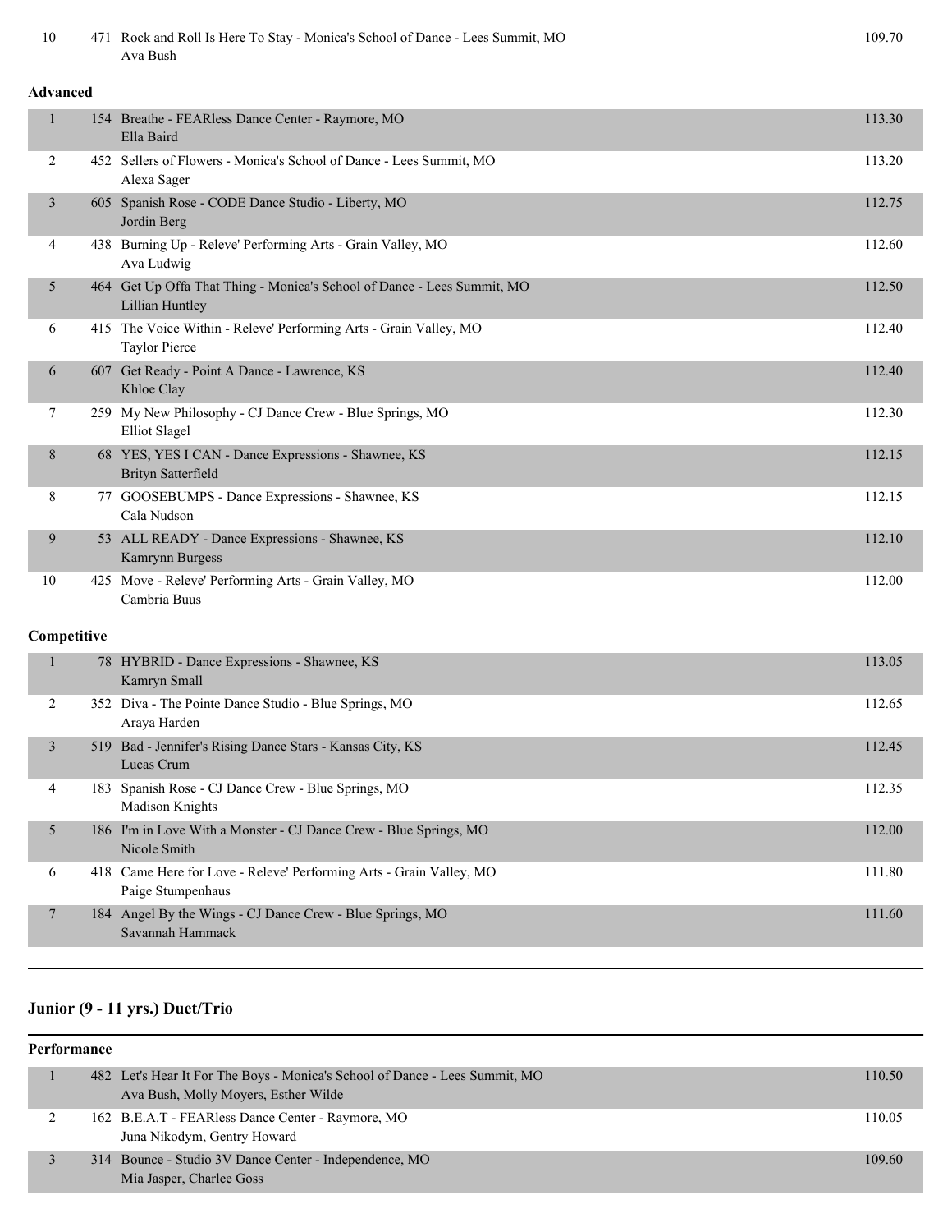| Place | # | Entry | Score |
|---|---|---|---|
| 10 | 471 | Rock and Roll Is Here To Stay - Monica's School of Dance - Lees Summit, MO<br>Ava Bush | 109.70 |

**Advanced**

| Place | # | Entry | Score |
|---|---|---|---|
| 1 | 154 | Breathe - FEARless Dance Center - Raymore, MO<br>Ella Baird | 113.30 |
| 2 | 452 | Sellers of Flowers - Monica's School of Dance - Lees Summit, MO<br>Alexa Sager | 113.20 |
| 3 | 605 | Spanish Rose - CODE Dance Studio - Liberty, MO<br>Jordin Berg | 112.75 |
| 4 | 438 | Burning Up - Releve' Performing Arts - Grain Valley, MO<br>Ava Ludwig | 112.60 |
| 5 | 464 | Get Up Offa That Thing - Monica's School of Dance - Lees Summit, MO<br>Lillian Huntley | 112.50 |
| 6 | 415 | The Voice Within - Releve' Performing Arts - Grain Valley, MO<br>Taylor Pierce | 112.40 |
| 6 | 607 | Get Ready - Point A Dance - Lawrence, KS<br>Khloe Clay | 112.40 |
| 7 | 259 | My New Philosophy - CJ Dance Crew - Blue Springs, MO<br>Elliot Slagel | 112.30 |
| 8 | 68 | YES, YES I CAN - Dance Expressions - Shawnee, KS<br>Brityn Satterfield | 112.15 |
| 8 | 77 | GOOSEBUMPS - Dance Expressions - Shawnee, KS<br>Cala Nudson | 112.15 |
| 9 | 53 | ALL READY - Dance Expressions - Shawnee, KS<br>Kamrynn Burgess | 112.10 |
| 10 | 425 | Move - Releve' Performing Arts - Grain Valley, MO<br>Cambria Buus | 112.00 |

**Competitive**

| Place | # | Entry | Score |
|---|---|---|---|
| 1 | 78 | HYBRID - Dance Expressions - Shawnee, KS<br>Kamryn Small | 113.05 |
| 2 | 352 | Diva - The Pointe Dance Studio - Blue Springs, MO<br>Araya Harden | 112.65 |
| 3 | 519 | Bad - Jennifer's Rising Dance Stars - Kansas City, KS<br>Lucas Crum | 112.45 |
| 4 | 183 | Spanish Rose - CJ Dance Crew - Blue Springs, MO<br>Madison Knights | 112.35 |
| 5 | 186 | I'm in Love With a Monster - CJ Dance Crew - Blue Springs, MO<br>Nicole Smith | 112.00 |
| 6 | 418 | Came Here for Love - Releve' Performing Arts - Grain Valley, MO<br>Paige Stumpenhaus | 111.80 |
| 7 | 184 | Angel By the Wings - CJ Dance Crew - Blue Springs, MO<br>Savannah Hammack | 111.60 |

## Junior (9 - 11 yrs.) Duet/Trio

**Performance**

| Place | # | Entry | Score |
|---|---|---|---|
| 1 | 482 | Let's Hear It For The Boys - Monica's School of Dance - Lees Summit, MO<br>Ava Bush, Molly Moyers, Esther Wilde | 110.50 |
| 2 | 162 | B.E.A.T - FEARless Dance Center - Raymore, MO<br>Juna Nikodym, Gentry Howard | 110.05 |
| 3 | 314 | Bounce - Studio 3V Dance Center - Independence, MO<br>Mia Jasper, Charlee Goss | 109.60 |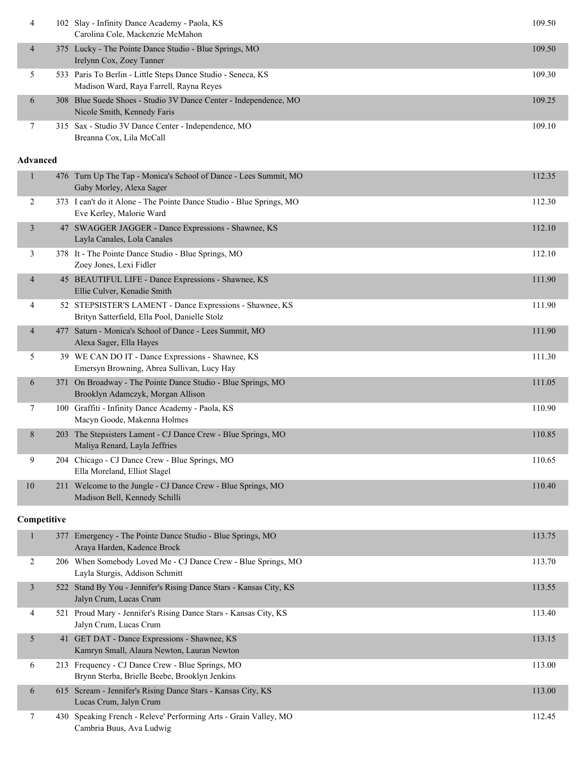| Place | No. | Routine | Score |
|---|---|---|---|
| 4 | 102 | Slay - Infinity Dance Academy - Paola, KS<br>Carolina Cole, Mackenzie McMahon | 109.50 |
| 4 | 375 | Lucky - The Pointe Dance Studio - Blue Springs, MO<br>Irelynn Cox, Zoey Tanner | 109.50 |
| 5 | 533 | Paris To Berlin - Little Steps Dance Studio - Seneca, KS<br>Madison Ward, Raya Farrell, Rayna Reyes | 109.30 |
| 6 | 308 | Blue Suede Shoes - Studio 3V Dance Center - Independence, MO<br>Nicole Smith, Kennedy Faris | 109.25 |
| 7 | 315 | Sax - Studio 3V Dance Center - Independence, MO<br>Breanna Cox, Lila McCall | 109.10 |

**Advanced**

| Place | No. | Routine | Score |
|---|---|---|---|
| 1 | 476 | Turn Up The Tap - Monica's School of Dance - Lees Summit, MO<br>Gaby Morley, Alexa Sager | 112.35 |
| 2 | 373 | I can't do it Alone - The Pointe Dance Studio - Blue Springs, MO<br>Eve Kerley, Malorie Ward | 112.30 |
| 3 | 47 | SWAGGER JAGGER - Dance Expressions - Shawnee, KS<br>Layla Canales, Lola Canales | 112.10 |
| 3 | 378 | It - The Pointe Dance Studio - Blue Springs, MO<br>Zoey Jones, Lexi Fidler | 112.10 |
| 4 | 45 | BEAUTIFUL LIFE - Dance Expressions - Shawnee, KS<br>Ellie Culver, Kenadie Smith | 111.90 |
| 4 | 52 | STEPSISTER'S LAMENT - Dance Expressions - Shawnee, KS<br>Brityn Satterfield, Ella Pool, Danielle Stolz | 111.90 |
| 4 | 477 | Saturn - Monica's School of Dance - Lees Summit, MO<br>Alexa Sager, Ella Hayes | 111.90 |
| 5 | 39 | WE CAN DO IT - Dance Expressions - Shawnee, KS<br>Emersyn Browning, Abrea Sullivan, Lucy Hay | 111.30 |
| 6 | 371 | On Broadway - The Pointe Dance Studio - Blue Springs, MO<br>Brooklyn Adamczyk, Morgan Allison | 111.05 |
| 7 | 100 | Graffiti - Infinity Dance Academy - Paola, KS<br>Macyn Goode, Makenna Holmes | 110.90 |
| 8 | 203 | The Stepsisters Lament - CJ Dance Crew - Blue Springs, MO<br>Maliya Renard, Layla Jeffries | 110.85 |
| 9 | 204 | Chicago - CJ Dance Crew - Blue Springs, MO<br>Ella Moreland, Elliot Slagel | 110.65 |
| 10 | 211 | Welcome to the Jungle - CJ Dance Crew - Blue Springs, MO<br>Madison Bell, Kennedy Schilli | 110.40 |

**Competitive**

| Place | No. | Routine | Score |
|---|---|---|---|
| 1 | 377 | Emergency - The Pointe Dance Studio - Blue Springs, MO<br>Araya Harden, Kadence Brock | 113.75 |
| 2 | 206 | When Somebody Loved Me - CJ Dance Crew - Blue Springs, MO<br>Layla Sturgis, Addison Schmitt | 113.70 |
| 3 | 522 | Stand By You - Jennifer's Rising Dance Stars - Kansas City, KS<br>Jalyn Crum, Lucas Crum | 113.55 |
| 4 | 521 | Proud Mary - Jennifer's Rising Dance Stars - Kansas City, KS<br>Jalyn Crum, Lucas Crum | 113.40 |
| 5 | 41 | GET DAT - Dance Expressions - Shawnee, KS<br>Kamryn Small, Alaura Newton, Lauran Newton | 113.15 |
| 6 | 213 | Frequency - CJ Dance Crew - Blue Springs, MO<br>Brynn Sterba, Brielle Beebe, Brooklyn Jenkins | 113.00 |
| 6 | 615 | Scream - Jennifer's Rising Dance Stars - Kansas City, KS<br>Lucas Crum, Jalyn Crum | 113.00 |
| 7 | 430 | Speaking French - Releve' Performing Arts - Grain Valley, MO<br>Cambria Buus, Ava Ludwig | 112.45 |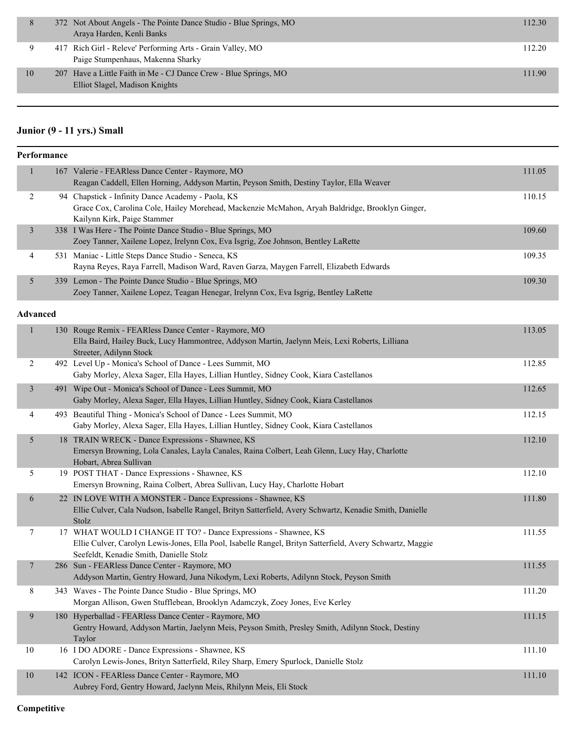| Place | No. | Routine / Studio / Dancers | Score |
|---|---|---|---|
| 8 | 372 | Not About Angels - The Pointe Dance Studio - Blue Springs, MO<br>Araya Harden, Kenli Banks | 112.30 |
| 9 | 417 | Rich Girl - Releve' Performing Arts - Grain Valley, MO<br>Paige Stumpenhaus, Makenna Sharky | 112.20 |
| 10 | 207 | Have a Little Faith in Me - CJ Dance Crew - Blue Springs, MO<br>Elliot Slagel, Madison Knights | 111.90 |

## Junior (9 - 11 yrs.) Small

### Performance

| Place | No. | Routine / Studio / Dancers | Score |
|---|---|---|---|
| 1 | 167 | Valerie - FEARless Dance Center - Raymore, MO<br>Reagan Caddell, Ellen Horning, Addyson Martin, Peyson Smith, Destiny Taylor, Ella Weaver | 111.05 |
| 2 | 94 | Chapstick - Infinity Dance Academy - Paola, KS<br>Grace Cox, Carolina Cole, Hailey Morehead, Mackenzie McMahon, Aryah Baldridge, Brooklyn Ginger, Kailynn Kirk, Paige Stammer | 110.15 |
| 3 | 338 | I Was Here - The Pointe Dance Studio - Blue Springs, MO<br>Zoey Tanner, Xailene Lopez, Irelynn Cox, Eva Isgrig, Zoe Johnson, Bentley LaRette | 109.60 |
| 4 | 531 | Maniac - Little Steps Dance Studio - Seneca, KS<br>Rayna Reyes, Raya Farrell, Madison Ward, Raven Garza, Maygen Farrell, Elizabeth Edwards | 109.35 |
| 5 | 339 | Lemon - The Pointe Dance Studio - Blue Springs, MO<br>Zoey Tanner, Xailene Lopez, Teagan Henegar, Irelynn Cox, Eva Isgrig, Bentley LaRette | 109.30 |

### Advanced

| Place | No. | Routine / Studio / Dancers | Score |
|---|---|---|---|
| 1 | 130 | Rouge Remix - FEARless Dance Center - Raymore, MO<br>Ella Baird, Hailey Buck, Lucy Hammontree, Addyson Martin, Jaelynn Meis, Lexi Roberts, Lilliana Streeter, Adilynn Stock | 113.05 |
| 2 | 492 | Level Up - Monica's School of Dance - Lees Summit, MO<br>Gaby Morley, Alexa Sager, Ella Hayes, Lillian Huntley, Sidney Cook, Kiara Castellanos | 112.85 |
| 3 | 491 | Wipe Out - Monica's School of Dance - Lees Summit, MO<br>Gaby Morley, Alexa Sager, Ella Hayes, Lillian Huntley, Sidney Cook, Kiara Castellanos | 112.65 |
| 4 | 493 | Beautiful Thing - Monica's School of Dance - Lees Summit, MO<br>Gaby Morley, Alexa Sager, Ella Hayes, Lillian Huntley, Sidney Cook, Kiara Castellanos | 112.15 |
| 5 | 18 | TRAIN WRECK - Dance Expressions - Shawnee, KS<br>Emersyn Browning, Lola Canales, Layla Canales, Raina Colbert, Leah Glenn, Lucy Hay, Charlotte Hobart, Abrea Sullivan | 112.10 |
| 5 | 19 | POST THAT - Dance Expressions - Shawnee, KS<br>Emersyn Browning, Raina Colbert, Abrea Sullivan, Lucy Hay, Charlotte Hobart | 112.10 |
| 6 | 22 | IN LOVE WITH A MONSTER - Dance Expressions - Shawnee, KS<br>Ellie Culver, Cala Nudson, Isabelle Rangel, Brityn Satterfield, Avery Schwartz, Kenadie Smith, Danielle Stolz | 111.80 |
| 7 | 17 | WHAT WOULD I CHANGE IT TO? - Dance Expressions - Shawnee, KS<br>Ellie Culver, Carolyn Lewis-Jones, Ella Pool, Isabelle Rangel, Brityn Satterfield, Avery Schwartz, Maggie Seefeldt, Kenadie Smith, Danielle Stolz | 111.55 |
| 7 | 286 | Sun - FEARless Dance Center - Raymore, MO<br>Addyson Martin, Gentry Howard, Juna Nikodym, Lexi Roberts, Adilynn Stock, Peyson Smith | 111.55 |
| 8 | 343 | Waves - The Pointe Dance Studio - Blue Springs, MO<br>Morgan Allison, Gwen Stufflebean, Brooklyn Adamczyk, Zoey Jones, Eve Kerley | 111.20 |
| 9 | 180 | Hyperballad - FEARless Dance Center - Raymore, MO<br>Gentry Howard, Addyson Martin, Jaelynn Meis, Peyson Smith, Presley Smith, Adilynn Stock, Destiny Taylor | 111.15 |
| 10 | 16 | I DO ADORE - Dance Expressions - Shawnee, KS<br>Carolyn Lewis-Jones, Brityn Satterfield, Riley Sharp, Emery Spurlock, Danielle Stolz | 111.10 |
| 10 | 142 | ICON - FEARless Dance Center - Raymore, MO<br>Aubrey Ford, Gentry Howard, Jaelynn Meis, Rhilynn Meis, Eli Stock | 111.10 |

### Competitive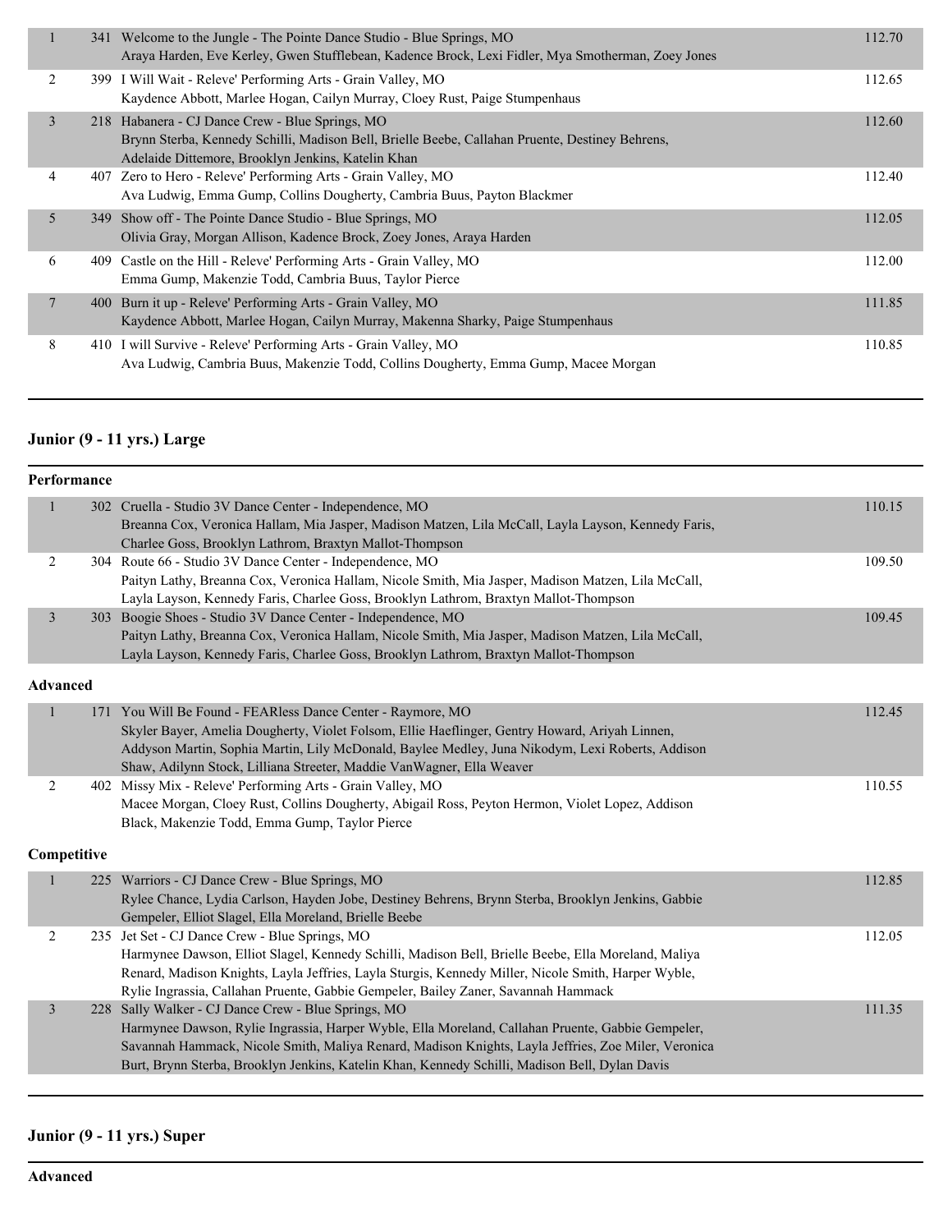| Place | # | Entry | Score |
|---|---|---|---|
| 1 | 341 | Welcome to the Jungle - The Pointe Dance Studio - Blue Springs, MO<br>Araya Harden, Eve Kerley, Gwen Stufflebean, Kadence Brock, Lexi Fidler, Mya Smotherman, Zoey Jones | 112.70 |
| 2 | 399 | I Will Wait - Releve' Performing Arts - Grain Valley, MO<br>Kaydence Abbott, Marlee Hogan, Cailyn Murray, Cloey Rust, Paige Stumpenhaus | 112.65 |
| 3 | 218 | Habanera - CJ Dance Crew - Blue Springs, MO<br>Brynn Sterba, Kennedy Schilli, Madison Bell, Brielle Beebe, Callahan Pruente, Destiney Behrens, Adelaide Dittemore, Brooklyn Jenkins, Katelin Khan | 112.60 |
| 4 | 407 | Zero to Hero - Releve' Performing Arts - Grain Valley, MO<br>Ava Ludwig, Emma Gump, Collins Dougherty, Cambria Buus, Payton Blackmer | 112.40 |
| 5 | 349 | Show off - The Pointe Dance Studio - Blue Springs, MO<br>Olivia Gray, Morgan Allison, Kadence Brock, Zoey Jones, Araya Harden | 112.05 |
| 6 | 409 | Castle on the Hill - Releve' Performing Arts - Grain Valley, MO<br>Emma Gump, Makenzie Todd, Cambria Buus, Taylor Pierce | 112.00 |
| 7 | 400 | Burn it up - Releve' Performing Arts - Grain Valley, MO<br>Kaydence Abbott, Marlee Hogan, Cailyn Murray, Makenna Sharky, Paige Stumpenhaus | 111.85 |
| 8 | 410 | I will Survive - Releve' Performing Arts - Grain Valley, MO<br>Ava Ludwig, Cambria Buus, Makenzie Todd, Collins Dougherty, Emma Gump, Macee Morgan | 110.85 |

## Junior (9 - 11 yrs.) Large

### Performance

| Place | # | Entry | Score |
|---|---|---|---|
| 1 | 302 | Cruella - Studio 3V Dance Center - Independence, MO<br>Breanna Cox, Veronica Hallam, Mia Jasper, Madison Matzen, Lila McCall, Layla Layson, Kennedy Faris, Charlee Goss, Brooklyn Lathrom, Braxtyn Mallot-Thompson | 110.15 |
| 2 | 304 | Route 66 - Studio 3V Dance Center - Independence, MO<br>Paityn Lathy, Breanna Cox, Veronica Hallam, Nicole Smith, Mia Jasper, Madison Matzen, Lila McCall, Layla Layson, Kennedy Faris, Charlee Goss, Brooklyn Lathrom, Braxtyn Mallot-Thompson | 109.50 |
| 3 | 303 | Boogie Shoes - Studio 3V Dance Center - Independence, MO<br>Paityn Lathy, Breanna Cox, Veronica Hallam, Nicole Smith, Mia Jasper, Madison Matzen, Lila McCall, Layla Layson, Kennedy Faris, Charlee Goss, Brooklyn Lathrom, Braxtyn Mallot-Thompson | 109.45 |

### Advanced

| Place | # | Entry | Score |
|---|---|---|---|
| 1 | 171 | You Will Be Found - FEARless Dance Center - Raymore, MO<br>Skyler Bayer, Amelia Dougherty, Violet Folsom, Ellie Haeflinger, Gentry Howard, Ariyah Linnen, Addyson Martin, Sophia Martin, Lily McDonald, Baylee Medley, Juna Nikodym, Lexi Roberts, Addison Shaw, Adilynn Stock, Lilliana Streeter, Maddie VanWagner, Ella Weaver | 112.45 |
| 2 | 402 | Missy Mix - Releve' Performing Arts - Grain Valley, MO<br>Macee Morgan, Cloey Rust, Collins Dougherty, Abigail Ross, Peyton Hermon, Violet Lopez, Addison Black, Makenzie Todd, Emma Gump, Taylor Pierce | 110.55 |

### Competitive

| Place | # | Entry | Score |
|---|---|---|---|
| 1 | 225 | Warriors - CJ Dance Crew - Blue Springs, MO<br>Rylee Chance, Lydia Carlson, Hayden Jobe, Destiney Behrens, Brynn Sterba, Brooklyn Jenkins, Gabbie Gempeler, Elliot Slagel, Ella Moreland, Brielle Beebe | 112.85 |
| 2 | 235 | Jet Set - CJ Dance Crew - Blue Springs, MO<br>Harmynee Dawson, Elliot Slagel, Kennedy Schilli, Madison Bell, Brielle Beebe, Ella Moreland, Maliya Renard, Madison Knights, Layla Jeffries, Layla Sturgis, Kennedy Miller, Nicole Smith, Harper Wyble, Rylie Ingrassia, Callahan Pruente, Gabbie Gempeler, Bailey Zaner, Savannah Hammack | 112.05 |
| 3 | 228 | Sally Walker - CJ Dance Crew - Blue Springs, MO<br>Harmynee Dawson, Rylie Ingrassia, Harper Wyble, Ella Moreland, Callahan Pruente, Gabbie Gempeler, Savannah Hammack, Nicole Smith, Maliya Renard, Madison Knights, Layla Jeffries, Zoe Miler, Veronica Burt, Brynn Sterba, Brooklyn Jenkins, Katelin Khan, Kennedy Schilli, Madison Bell, Dylan Davis | 111.35 |

## Junior (9 - 11 yrs.) Super

### Advanced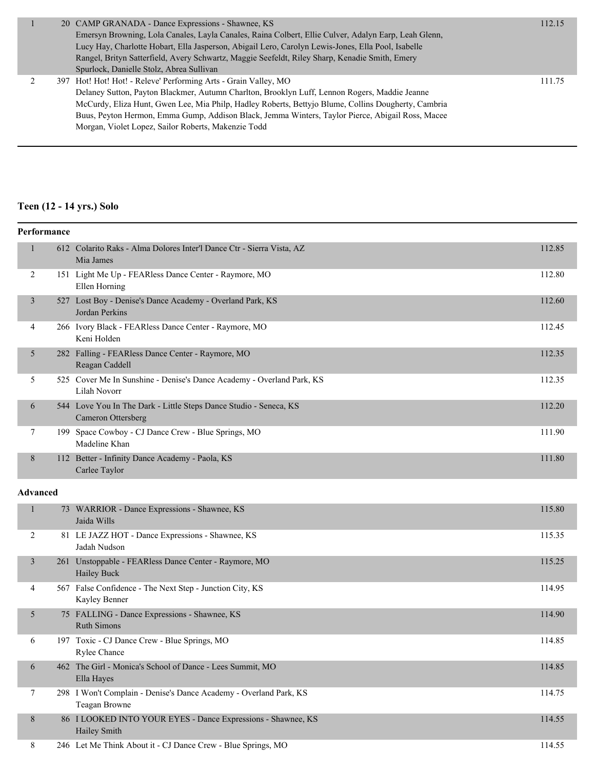| Place | No. | Entry | Score |
|---|---|---|---|
| 1 | 20 | CAMP GRANADA - Dance Expressions - Shawnee, KS<br>Emersyn Browning, Lola Canales, Layla Canales, Raina Colbert, Ellie Culver, Adalyn Earp, Leah Glenn, Lucy Hay, Charlotte Hobart, Ella Jasperson, Abigail Lero, Carolyn Lewis-Jones, Ella Pool, Isabelle Rangel, Brityn Satterfield, Avery Schwartz, Maggie Seefeldt, Riley Sharp, Kenadie Smith, Emery Spurlock, Danielle Stolz, Abrea Sullivan | 112.15 |
| 2 | 397 | Hot! Hot! Hot! - Releve' Performing Arts - Grain Valley, MO<br>Delaney Sutton, Payton Blackmer, Autumn Charlton, Brooklyn Luff, Lennon Rogers, Maddie Jeanne McCurdy, Eliza Hunt, Gwen Lee, Mia Philp, Hadley Roberts, Bettyjo Blume, Collins Dougherty, Cambria Buus, Peyton Hermon, Emma Gump, Addison Black, Jemma Winters, Taylor Pierce, Abigail Ross, Macee Morgan, Violet Lopez, Sailor Roberts, Makenzie Todd | 111.75 |

## Teen (12 - 14 yrs.) Solo

### Performance

| Place | No. | Entry | Score |
|---|---|---|---|
| 1 | 612 | Colarito Raks - Alma Dolores Inter'l Dance Ctr - Sierra Vista, AZ<br>Mia James | 112.85 |
| 2 | 151 | Light Me Up - FEARless Dance Center - Raymore, MO<br>Ellen Horning | 112.80 |
| 3 | 527 | Lost Boy - Denise's Dance Academy - Overland Park, KS<br>Jordan Perkins | 112.60 |
| 4 | 266 | Ivory Black - FEARless Dance Center - Raymore, MO<br>Keni Holden | 112.45 |
| 5 | 282 | Falling - FEARless Dance Center - Raymore, MO<br>Reagan Caddell | 112.35 |
| 5 | 525 | Cover Me In Sunshine - Denise's Dance Academy - Overland Park, KS<br>Lilah Novorr | 112.35 |
| 6 | 544 | Love You In The Dark - Little Steps Dance Studio - Seneca, KS<br>Cameron Ottersberg | 112.20 |
| 7 | 199 | Space Cowboy - CJ Dance Crew - Blue Springs, MO<br>Madeline Khan | 111.90 |
| 8 | 112 | Better - Infinity Dance Academy - Paola, KS<br>Carlee Taylor | 111.80 |

### Advanced

| Place | No. | Entry | Score |
|---|---|---|---|
| 1 | 73 | WARRIOR - Dance Expressions - Shawnee, KS<br>Jaida Wills | 115.80 |
| 2 | 81 | LE JAZZ HOT - Dance Expressions - Shawnee, KS<br>Jadah Nudson | 115.35 |
| 3 | 261 | Unstoppable - FEARless Dance Center - Raymore, MO<br>Hailey Buck | 115.25 |
| 4 | 567 | False Confidence - The Next Step - Junction City, KS<br>Kayley Benner | 114.95 |
| 5 | 75 | FALLING - Dance Expressions - Shawnee, KS<br>Ruth Simons | 114.90 |
| 6 | 197 | Toxic - CJ Dance Crew - Blue Springs, MO<br>Rylee Chance | 114.85 |
| 6 | 462 | The Girl - Monica's School of Dance - Lees Summit, MO<br>Ella Hayes | 114.85 |
| 7 | 298 | I Won't Complain - Denise's Dance Academy - Overland Park, KS<br>Teagan Browne | 114.75 |
| 8 | 86 | I LOOKED INTO YOUR EYES - Dance Expressions - Shawnee, KS<br>Hailey Smith | 114.55 |
| 8 | 246 | Let Me Think About it - CJ Dance Crew - Blue Springs, MO | 114.55 |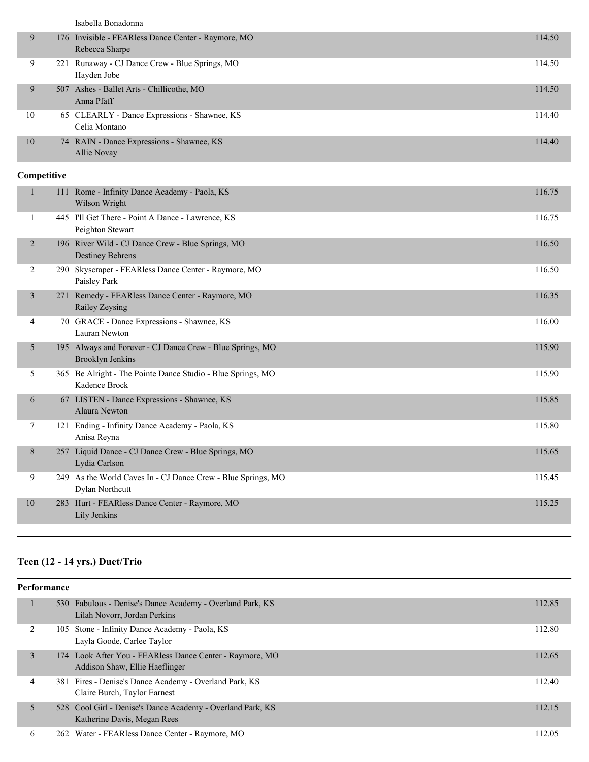Isabella Bonadonna

| | | | |
|---|---|---|---|
| 9 | 176 | Invisible - FEARless Dance Center - Raymore, MO<br>Rebecca Sharpe | 114.50 |
| 9 | 221 | Runaway - CJ Dance Crew - Blue Springs, MO<br>Hayden Jobe | 114.50 |
| 9 | 507 | Ashes - Ballet Arts - Chillicothe, MO<br>Anna Pfaff | 114.50 |
| 10 | 65 | CLEARLY - Dance Expressions - Shawnee, KS<br>Celia Montano | 114.40 |
| 10 | 74 | RAIN - Dance Expressions - Shawnee, KS<br>Allie Novay | 114.40 |

**Competitive**

| | | | |
|---|---|---|---|
| 1 | 111 | Rome - Infinity Dance Academy - Paola, KS<br>Wilson Wright | 116.75 |
| 1 | 445 | I'll Get There - Point A Dance - Lawrence, KS<br>Peighton Stewart | 116.75 |
| 2 | 196 | River Wild - CJ Dance Crew - Blue Springs, MO<br>Destiney Behrens | 116.50 |
| 2 | 290 | Skyscraper - FEARless Dance Center - Raymore, MO<br>Paisley Park | 116.50 |
| 3 | 271 | Remedy - FEARless Dance Center - Raymore, MO<br>Railey Zeysing | 116.35 |
| 4 | 70 | GRACE - Dance Expressions - Shawnee, KS<br>Lauran Newton | 116.00 |
| 5 | 195 | Always and Forever - CJ Dance Crew - Blue Springs, MO<br>Brooklyn Jenkins | 115.90 |
| 5 | 365 | Be Alright - The Pointe Dance Studio - Blue Springs, MO<br>Kadence Brock | 115.90 |
| 6 | 67 | LISTEN - Dance Expressions - Shawnee, KS<br>Alaura Newton | 115.85 |
| 7 | 121 | Ending - Infinity Dance Academy - Paola, KS<br>Anisa Reyna | 115.80 |
| 8 | 257 | Liquid Dance - CJ Dance Crew - Blue Springs, MO<br>Lydia Carlson | 115.65 |
| 9 | 249 | As the World Caves In - CJ Dance Crew - Blue Springs, MO<br>Dylan Northcutt | 115.45 |
| 10 | 283 | Hurt - FEARless Dance Center - Raymore, MO<br>Lily Jenkins | 115.25 |

## Teen (12 - 14 yrs.) Duet/Trio

**Performance**

| | | | |
|---|---|---|---|
| 1 | 530 | Fabulous - Denise's Dance Academy - Overland Park, KS<br>Lilah Novorr, Jordan Perkins | 112.85 |
| 2 | 105 | Stone - Infinity Dance Academy - Paola, KS<br>Layla Goode, Carlee Taylor | 112.80 |
| 3 | 174 | Look After You - FEARless Dance Center - Raymore, MO<br>Addison Shaw, Ellie Haeflinger | 112.65 |
| 4 | 381 | Fires - Denise's Dance Academy - Overland Park, KS<br>Claire Burch, Taylor Earnest | 112.40 |
| 5 | 528 | Cool Girl - Denise's Dance Academy - Overland Park, KS<br>Katherine Davis, Megan Rees | 112.15 |
| 6 | 262 | Water - FEARless Dance Center - Raymore, MO | 112.05 |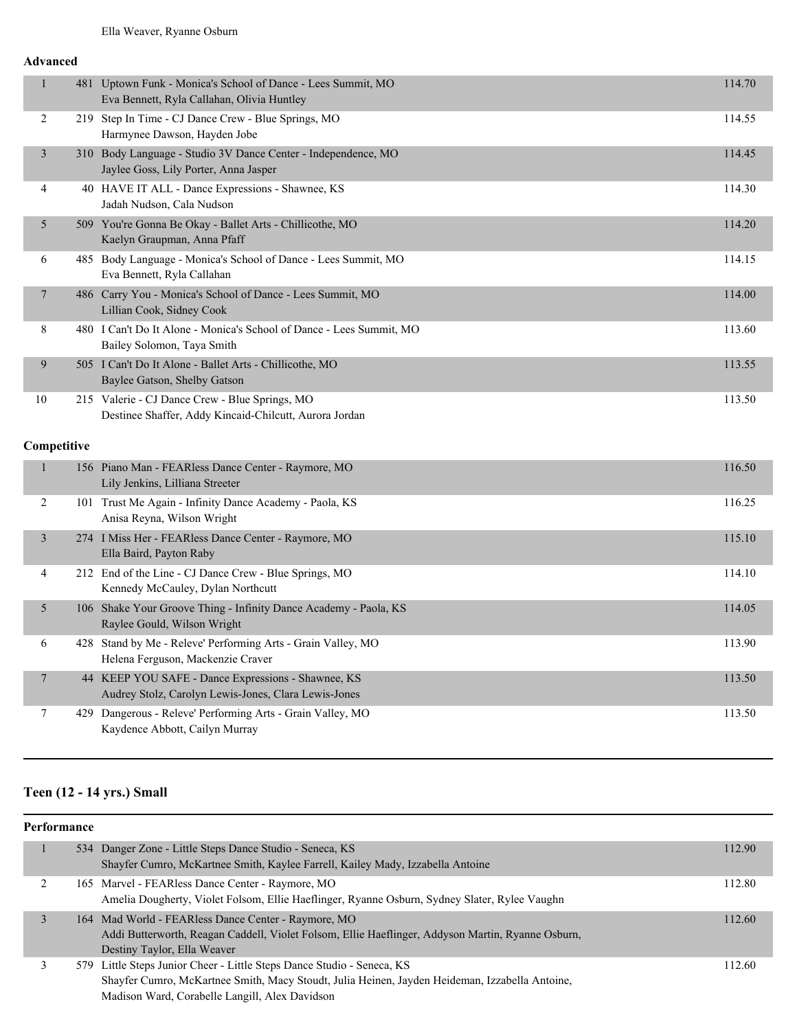Ella Weaver, Ryanne Osburn

**Advanced**

| Place | No. | Entry | Score |
|---|---|---|---|
| 1 | 481 | Uptown Funk - Monica's School of Dance - Lees Summit, MO<br>Eva Bennett, Ryla Callahan, Olivia Huntley | 114.70 |
| 2 | 219 | Step In Time - CJ Dance Crew - Blue Springs, MO<br>Harmynee Dawson, Hayden Jobe | 114.55 |
| 3 | 310 | Body Language - Studio 3V Dance Center - Independence, MO<br>Jaylee Goss, Lily Porter, Anna Jasper | 114.45 |
| 4 | 40 | HAVE IT ALL - Dance Expressions - Shawnee, KS<br>Jadah Nudson, Cala Nudson | 114.30 |
| 5 | 509 | You're Gonna Be Okay - Ballet Arts - Chillicothe, MO<br>Kaelyn Graupman, Anna Pfaff | 114.20 |
| 6 | 485 | Body Language - Monica's School of Dance - Lees Summit, MO<br>Eva Bennett, Ryla Callahan | 114.15 |
| 7 | 486 | Carry You - Monica's School of Dance - Lees Summit, MO<br>Lillian Cook, Sidney Cook | 114.00 |
| 8 | 480 | I Can't Do It Alone - Monica's School of Dance - Lees Summit, MO<br>Bailey Solomon, Taya Smith | 113.60 |
| 9 | 505 | I Can't Do It Alone - Ballet Arts - Chillicothe, MO<br>Baylee Gatson, Shelby Gatson | 113.55 |
| 10 | 215 | Valerie - CJ Dance Crew - Blue Springs, MO<br>Destinee Shaffer, Addy Kincaid-Chilcutt, Aurora Jordan | 113.50 |

**Competitive**

| Place | No. | Entry | Score |
|---|---|---|---|
| 1 | 156 | Piano Man - FEARless Dance Center - Raymore, MO<br>Lily Jenkins, Lilliana Streeter | 116.50 |
| 2 | 101 | Trust Me Again - Infinity Dance Academy - Paola, KS<br>Anisa Reyna, Wilson Wright | 116.25 |
| 3 | 274 | I Miss Her - FEARless Dance Center - Raymore, MO<br>Ella Baird, Payton Raby | 115.10 |
| 4 | 212 | End of the Line - CJ Dance Crew - Blue Springs, MO<br>Kennedy McCauley, Dylan Northcutt | 114.10 |
| 5 | 106 | Shake Your Groove Thing - Infinity Dance Academy - Paola, KS<br>Raylee Gould, Wilson Wright | 114.05 |
| 6 | 428 | Stand by Me - Releve' Performing Arts - Grain Valley, MO<br>Helena Ferguson, Mackenzie Craver | 113.90 |
| 7 | 44 | KEEP YOU SAFE - Dance Expressions - Shawnee, KS<br>Audrey Stolz, Carolyn Lewis-Jones, Clara Lewis-Jones | 113.50 |
| 7 | 429 | Dangerous - Releve' Performing Arts - Grain Valley, MO<br>Kaydence Abbott, Cailyn Murray | 113.50 |

## Teen (12 - 14 yrs.) Small

**Performance**

| Place | No. | Entry | Score |
|---|---|---|---|
| 1 | 534 | Danger Zone - Little Steps Dance Studio - Seneca, KS<br>Shayfer Cumro, McKartnee Smith, Kaylee Farrell, Kailey Mady, Izzabella Antoine | 112.90 |
| 2 | 165 | Marvel - FEARless Dance Center - Raymore, MO<br>Amelia Dougherty, Violet Folsom, Ellie Haeflinger, Ryanne Osburn, Sydney Slater, Rylee Vaughn | 112.80 |
| 3 | 164 | Mad World - FEARless Dance Center - Raymore, MO<br>Addi Butterworth, Reagan Caddell, Violet Folsom, Ellie Haeflinger, Addyson Martin, Ryanne Osburn, Destiny Taylor, Ella Weaver | 112.60 |
| 3 | 579 | Little Steps Junior Cheer - Little Steps Dance Studio - Seneca, KS<br>Shayfer Cumro, McKartnee Smith, Macy Stoudt, Julia Heinen, Jayden Heideman, Izzabella Antoine, Madison Ward, Corabelle Langill, Alex Davidson | 112.60 |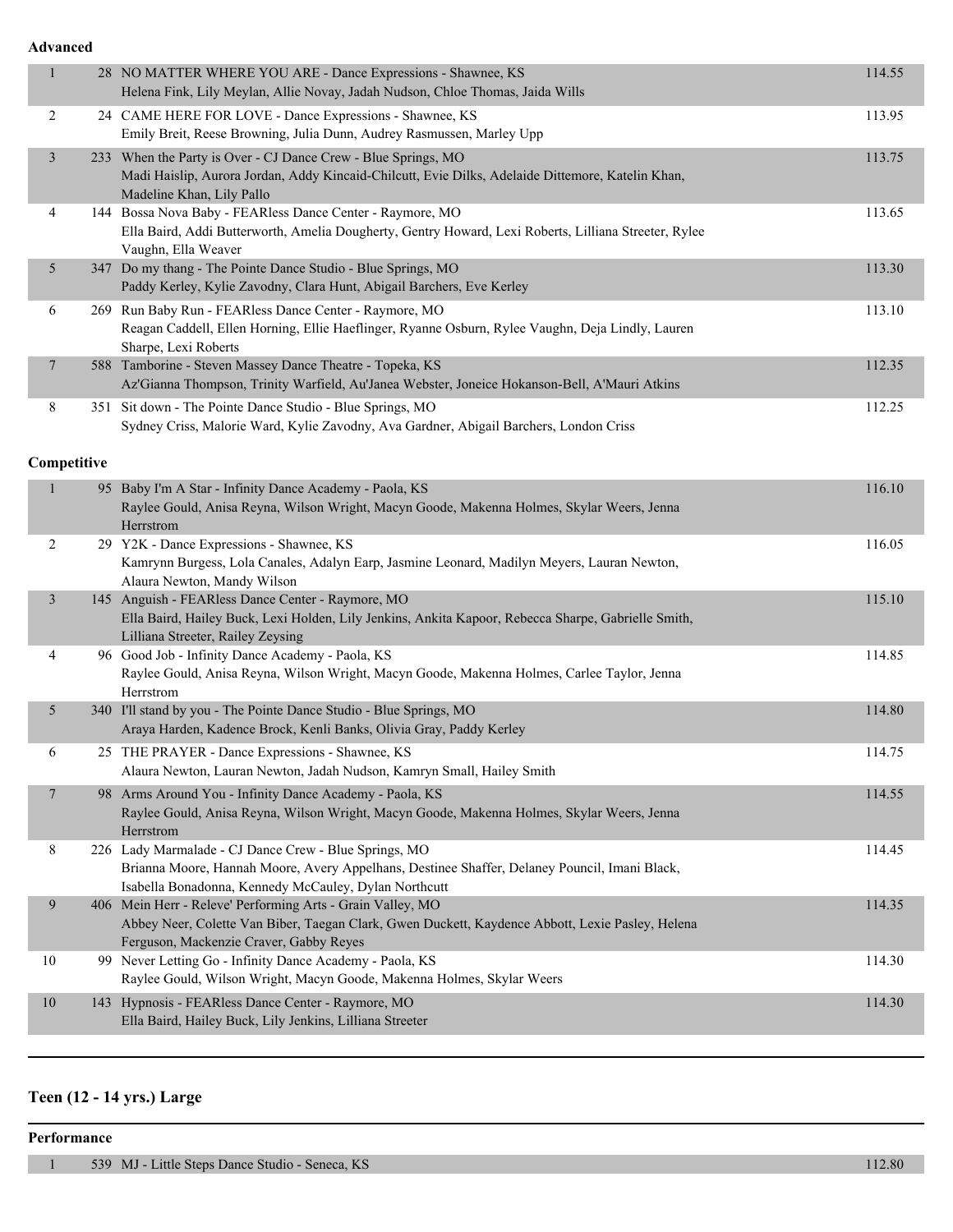### Advanced

| Place | # | Routine / Dancers | Score |
|---|---|---|---|
| 1 | 28 | NO MATTER WHERE YOU ARE - Dance Expressions - Shawnee, KS<br>Helena Fink, Lily Meylan, Allie Novay, Jadah Nudson, Chloe Thomas, Jaida Wills | 114.55 |
| 2 | 24 | CAME HERE FOR LOVE - Dance Expressions - Shawnee, KS<br>Emily Breit, Reese Browning, Julia Dunn, Audrey Rasmussen, Marley Upp | 113.95 |
| 3 | 233 | When the Party is Over - CJ Dance Crew - Blue Springs, MO<br>Madi Haislip, Aurora Jordan, Addy Kincaid-Chilcutt, Evie Dilks, Adelaide Dittemore, Katelin Khan, Madeline Khan, Lily Pallo | 113.75 |
| 4 | 144 | Bossa Nova Baby - FEARless Dance Center - Raymore, MO<br>Ella Baird, Addi Butterworth, Amelia Dougherty, Gentry Howard, Lexi Roberts, Lilliana Streeter, Rylee Vaughn, Ella Weaver | 113.65 |
| 5 | 347 | Do my thang - The Pointe Dance Studio - Blue Springs, MO<br>Paddy Kerley, Kylie Zavodny, Clara Hunt, Abigail Barchers, Eve Kerley | 113.30 |
| 6 | 269 | Run Baby Run - FEARless Dance Center - Raymore, MO<br>Reagan Caddell, Ellen Horning, Ellie Haeflinger, Ryanne Osburn, Rylee Vaughn, Deja Lindly, Lauren Sharpe, Lexi Roberts | 113.10 |
| 7 | 588 | Tamborine - Steven Massey Dance Theatre - Topeka, KS<br>Az'Gianna Thompson, Trinity Warfield, Au'Janea Webster, Joneice Hokanson-Bell, A'Mauri Atkins | 112.35 |
| 8 | 351 | Sit down - The Pointe Dance Studio - Blue Springs, MO<br>Sydney Criss, Malorie Ward, Kylie Zavodny, Ava Gardner, Abigail Barchers, London Criss | 112.25 |

### Competitive

| Place | # | Routine / Dancers | Score |
|---|---|---|---|
| 1 | 95 | Baby I'm A Star - Infinity Dance Academy - Paola, KS<br>Raylee Gould, Anisa Reyna, Wilson Wright, Macyn Goode, Makenna Holmes, Skylar Weers, Jenna Herrstrom | 116.10 |
| 2 | 29 | Y2K - Dance Expressions - Shawnee, KS<br>Kamrynn Burgess, Lola Canales, Adalyn Earp, Jasmine Leonard, Madilyn Meyers, Lauran Newton, Alaura Newton, Mandy Wilson | 116.05 |
| 3 | 145 | Anguish - FEARless Dance Center - Raymore, MO<br>Ella Baird, Hailey Buck, Lexi Holden, Lily Jenkins, Ankita Kapoor, Rebecca Sharpe, Gabrielle Smith, Lilliana Streeter, Railey Zeysing | 115.10 |
| 4 | 96 | Good Job - Infinity Dance Academy - Paola, KS<br>Raylee Gould, Anisa Reyna, Wilson Wright, Macyn Goode, Makenna Holmes, Carlee Taylor, Jenna Herrstrom | 114.85 |
| 5 | 340 | I'll stand by you - The Pointe Dance Studio - Blue Springs, MO<br>Araya Harden, Kadence Brock, Kenli Banks, Olivia Gray, Paddy Kerley | 114.80 |
| 6 | 25 | THE PRAYER - Dance Expressions - Shawnee, KS<br>Alaura Newton, Lauran Newton, Jadah Nudson, Kamryn Small, Hailey Smith | 114.75 |
| 7 | 98 | Arms Around You - Infinity Dance Academy - Paola, KS<br>Raylee Gould, Anisa Reyna, Wilson Wright, Macyn Goode, Makenna Holmes, Skylar Weers, Jenna Herrstrom | 114.55 |
| 8 | 226 | Lady Marmalade - CJ Dance Crew - Blue Springs, MO<br>Brianna Moore, Hannah Moore, Avery Appelhans, Destinee Shaffer, Delaney Pouncil, Imani Black, Isabella Bonadonna, Kennedy McCauley, Dylan Northcutt | 114.45 |
| 9 | 406 | Mein Herr - Releve' Performing Arts - Grain Valley, MO<br>Abbey Neer, Colette Van Biber, Taegan Clark, Gwen Duckett, Kaydence Abbott, Lexie Pasley, Helena Ferguson, Mackenzie Craver, Gabby Reyes | 114.35 |
| 10 | 99 | Never Letting Go - Infinity Dance Academy - Paola, KS<br>Raylee Gould, Wilson Wright, Macyn Goode, Makenna Holmes, Skylar Weers | 114.30 |
| 10 | 143 | Hypnosis - FEARless Dance Center - Raymore, MO<br>Ella Baird, Hailey Buck, Lily Jenkins, Lilliana Streeter | 114.30 |

## Teen (12 - 14 yrs.) Large

### Performance

| Place | # | Routine / Dancers | Score |
|---|---|---|---|
| 1 | 539 | MJ - Little Steps Dance Studio - Seneca, KS | 112.80 |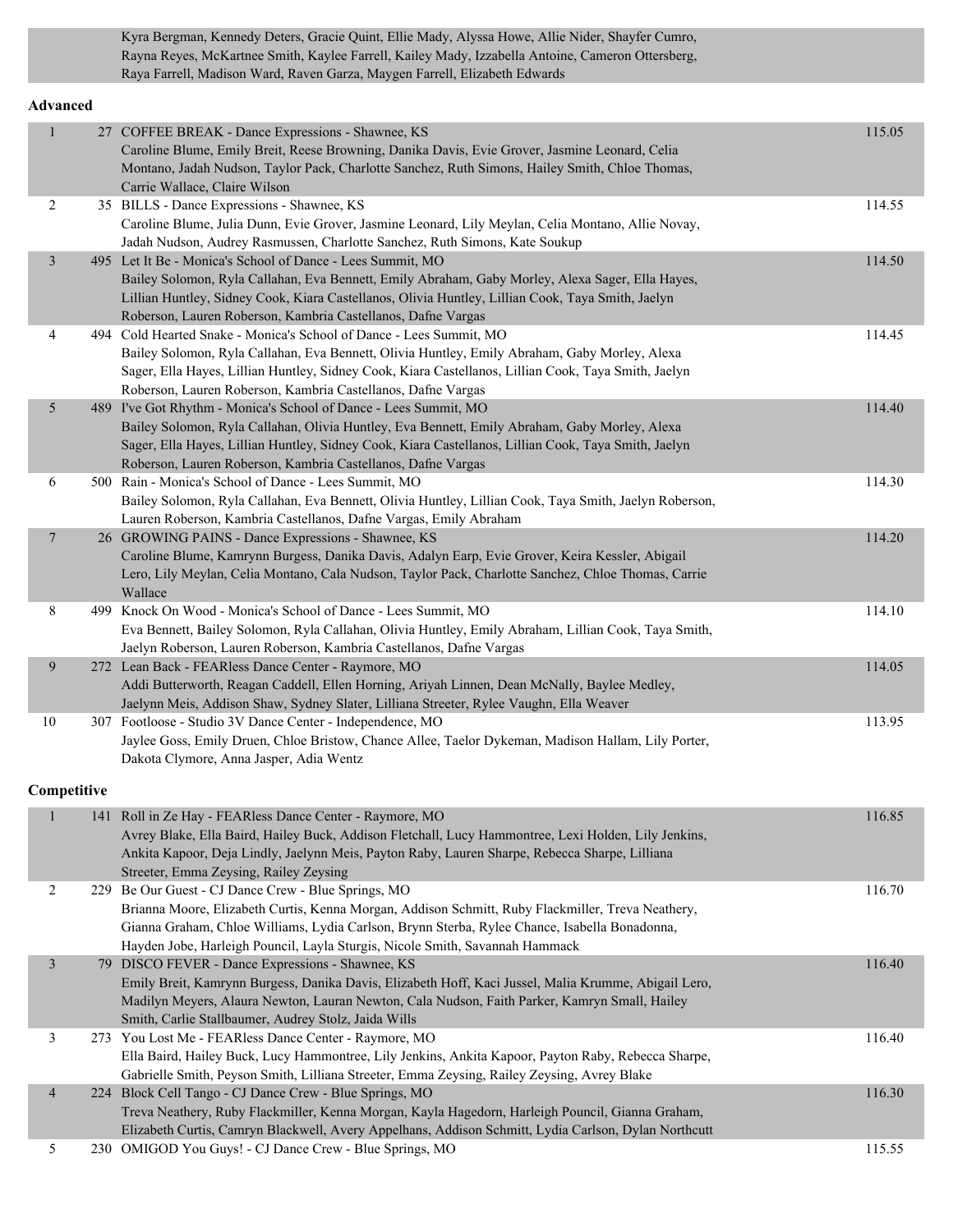Kyra Bergman, Kennedy Deters, Gracie Quint, Ellie Mady, Alyssa Howe, Allie Nider, Shayfer Cumro, Rayna Reyes, McKartnee Smith, Kaylee Farrell, Kailey Mady, Izzabella Antoine, Cameron Ottersberg, Raya Farrell, Madison Ward, Raven Garza, Maygen Farrell, Elizabeth Edwards

**Advanced**

| Place | No. | Routine / Studio / Dancers | Score |
|---|---|---|---|
| 1 | 27 | COFFEE BREAK - Dance Expressions - Shawnee, KS<br>Caroline Blume, Emily Breit, Reese Browning, Danika Davis, Evie Grover, Jasmine Leonard, Celia Montano, Jadah Nudson, Taylor Pack, Charlotte Sanchez, Ruth Simons, Hailey Smith, Chloe Thomas, Carrie Wallace, Claire Wilson | 115.05 |
| 2 | 35 | BILLS - Dance Expressions - Shawnee, KS<br>Caroline Blume, Julia Dunn, Evie Grover, Jasmine Leonard, Lily Meylan, Celia Montano, Allie Novay, Jadah Nudson, Audrey Rasmussen, Charlotte Sanchez, Ruth Simons, Kate Soukup | 114.55 |
| 3 | 495 | Let It Be - Monica's School of Dance - Lees Summit, MO<br>Bailey Solomon, Ryla Callahan, Eva Bennett, Emily Abraham, Gaby Morley, Alexa Sager, Ella Hayes, Lillian Huntley, Sidney Cook, Kiara Castellanos, Olivia Huntley, Lillian Cook, Taya Smith, Jaelyn Roberson, Lauren Roberson, Kambria Castellanos, Dafne Vargas | 114.50 |
| 4 | 494 | Cold Hearted Snake - Monica's School of Dance - Lees Summit, MO<br>Bailey Solomon, Ryla Callahan, Eva Bennett, Olivia Huntley, Emily Abraham, Gaby Morley, Alexa Sager, Ella Hayes, Lillian Huntley, Sidney Cook, Kiara Castellanos, Lillian Cook, Taya Smith, Jaelyn Roberson, Lauren Roberson, Kambria Castellanos, Dafne Vargas | 114.45 |
| 5 | 489 | I've Got Rhythm - Monica's School of Dance - Lees Summit, MO<br>Bailey Solomon, Ryla Callahan, Olivia Huntley, Eva Bennett, Emily Abraham, Gaby Morley, Alexa Sager, Ella Hayes, Lillian Huntley, Sidney Cook, Kiara Castellanos, Lillian Cook, Taya Smith, Jaelyn Roberson, Lauren Roberson, Kambria Castellanos, Dafne Vargas | 114.40 |
| 6 | 500 | Rain - Monica's School of Dance - Lees Summit, MO<br>Bailey Solomon, Ryla Callahan, Eva Bennett, Olivia Huntley, Lillian Cook, Taya Smith, Jaelyn Roberson, Lauren Roberson, Kambria Castellanos, Dafne Vargas, Emily Abraham | 114.30 |
| 7 | 26 | GROWING PAINS - Dance Expressions - Shawnee, KS<br>Caroline Blume, Kamrynn Burgess, Danika Davis, Adalyn Earp, Evie Grover, Keira Kessler, Abigail Lero, Lily Meylan, Celia Montano, Cala Nudson, Taylor Pack, Charlotte Sanchez, Chloe Thomas, Carrie Wallace | 114.20 |
| 8 | 499 | Knock On Wood - Monica's School of Dance - Lees Summit, MO<br>Eva Bennett, Bailey Solomon, Ryla Callahan, Olivia Huntley, Emily Abraham, Lillian Cook, Taya Smith, Jaelyn Roberson, Lauren Roberson, Kambria Castellanos, Dafne Vargas | 114.10 |
| 9 | 272 | Lean Back - FEARless Dance Center - Raymore, MO<br>Addi Butterworth, Reagan Caddell, Ellen Horning, Ariyah Linnen, Dean McNally, Baylee Medley, Jaelynn Meis, Addison Shaw, Sydney Slater, Lilliana Streeter, Rylee Vaughn, Ella Weaver | 114.05 |
| 10 | 307 | Footloose - Studio 3V Dance Center - Independence, MO<br>Jaylee Goss, Emily Druen, Chloe Bristow, Chance Allee, Taelor Dykeman, Madison Hallam, Lily Porter, Dakota Clymore, Anna Jasper, Adia Wentz | 113.95 |

**Competitive**

| Place | No. | Routine / Studio / Dancers | Score |
|---|---|---|---|
| 1 | 141 | Roll in Ze Hay - FEARless Dance Center - Raymore, MO<br>Avrey Blake, Ella Baird, Hailey Buck, Addison Fletchall, Lucy Hammontree, Lexi Holden, Lily Jenkins, Ankita Kapoor, Deja Lindly, Jaelynn Meis, Payton Raby, Lauren Sharpe, Rebecca Sharpe, Lilliana Streeter, Emma Zeysing, Railey Zeysing | 116.85 |
| 2 | 229 | Be Our Guest - CJ Dance Crew - Blue Springs, MO<br>Brianna Moore, Elizabeth Curtis, Kenna Morgan, Addison Schmitt, Ruby Flackmiller, Treva Neathery, Gianna Graham, Chloe Williams, Lydia Carlson, Brynn Sterba, Rylee Chance, Isabella Bonadonna, Hayden Jobe, Harleigh Pouncil, Layla Sturgis, Nicole Smith, Savannah Hammack | 116.70 |
| 3 | 79 | DISCO FEVER - Dance Expressions - Shawnee, KS<br>Emily Breit, Kamrynn Burgess, Danika Davis, Elizabeth Hoff, Kaci Jussel, Malia Krumme, Abigail Lero, Madilyn Meyers, Alaura Newton, Lauran Newton, Cala Nudson, Faith Parker, Kamryn Small, Hailey Smith, Carlie Stallbaumer, Audrey Stolz, Jaida Wills | 116.40 |
| 3 | 273 | You Lost Me - FEARless Dance Center - Raymore, MO<br>Ella Baird, Hailey Buck, Lucy Hammontree, Lily Jenkins, Ankita Kapoor, Payton Raby, Rebecca Sharpe, Gabrielle Smith, Peyson Smith, Lilliana Streeter, Emma Zeysing, Railey Zeysing, Avrey Blake | 116.40 |
| 4 | 224 | Block Cell Tango - CJ Dance Crew - Blue Springs, MO<br>Treva Neathery, Ruby Flackmiller, Kenna Morgan, Kayla Hagedorn, Harleigh Pouncil, Gianna Graham, Elizabeth Curtis, Camryn Blackwell, Avery Appelhans, Addison Schmitt, Lydia Carlson, Dylan Northcutt | 116.30 |
| 5 | 230 | OMIGOD You Guys! - CJ Dance Crew - Blue Springs, MO | 115.55 |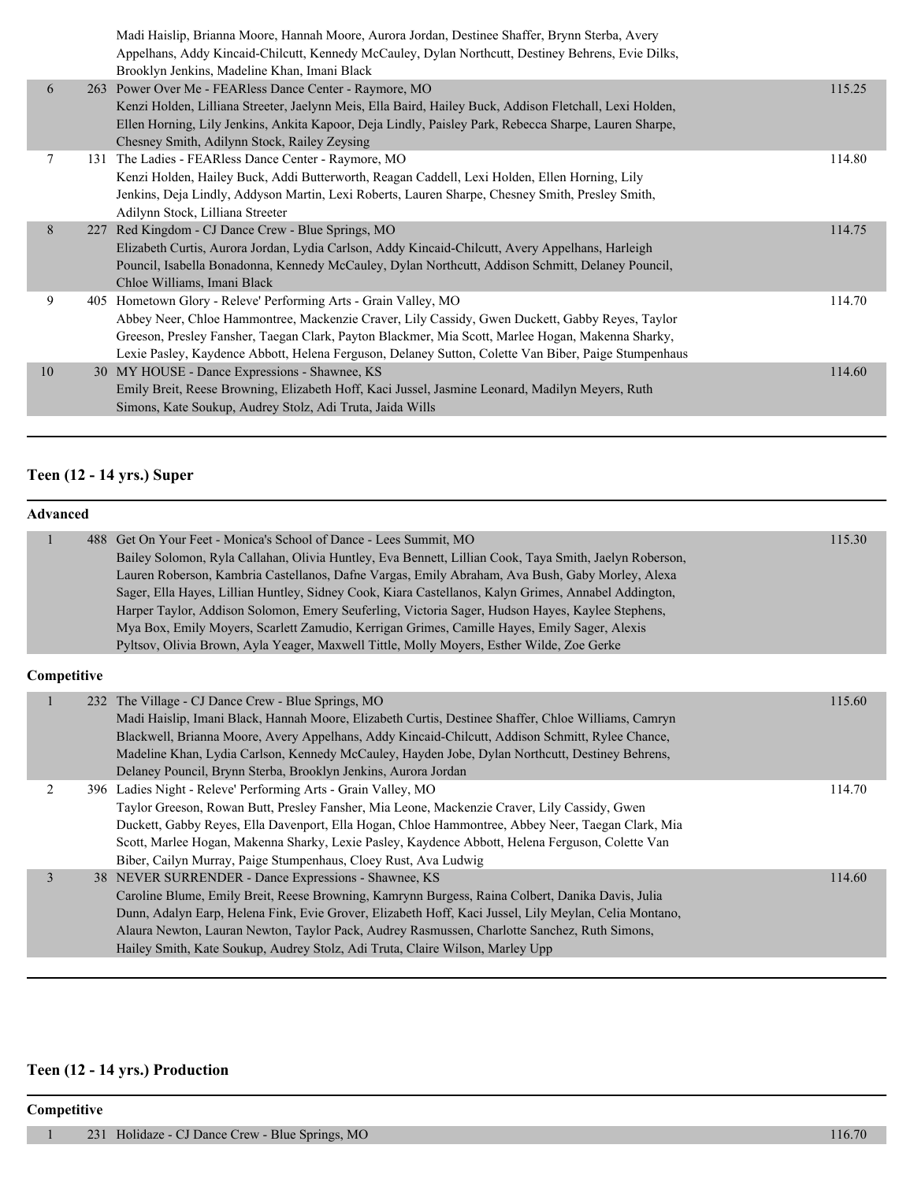| | | | |
|---|---|---|---|
| | | Madi Haislip, Brianna Moore, Hannah Moore, Aurora Jordan, Destinee Shaffer, Brynn Sterba, Avery Appelhans, Addy Kincaid-Chilcutt, Kennedy McCauley, Dylan Northcutt, Destiney Behrens, Evie Dilks, Brooklyn Jenkins, Madeline Khan, Imani Black | |
| 6 | 263 | Power Over Me - FEARless Dance Center - Raymore, MO<br>Kenzi Holden, Lilliana Streeter, Jaelynn Meis, Ella Baird, Hailey Buck, Addison Fletchall, Lexi Holden, Ellen Horning, Lily Jenkins, Ankita Kapoor, Deja Lindly, Paisley Park, Rebecca Sharpe, Lauren Sharpe, Chesney Smith, Adilynn Stock, Railey Zeysing | 115.25 |
| 7 | 131 | The Ladies - FEARless Dance Center - Raymore, MO<br>Kenzi Holden, Hailey Buck, Addi Butterworth, Reagan Caddell, Lexi Holden, Ellen Horning, Lily Jenkins, Deja Lindly, Addyson Martin, Lexi Roberts, Lauren Sharpe, Chesney Smith, Presley Smith, Adilynn Stock, Lilliana Streeter | 114.80 |
| 8 | 227 | Red Kingdom - CJ Dance Crew - Blue Springs, MO<br>Elizabeth Curtis, Aurora Jordan, Lydia Carlson, Addy Kincaid-Chilcutt, Avery Appelhans, Harleigh Pouncil, Isabella Bonadonna, Kennedy McCauley, Dylan Northcutt, Addison Schmitt, Delaney Pouncil, Chloe Williams, Imani Black | 114.75 |
| 9 | 405 | Hometown Glory - Releve' Performing Arts - Grain Valley, MO<br>Abbey Neer, Chloe Hammontree, Mackenzie Craver, Lily Cassidy, Gwen Duckett, Gabby Reyes, Taylor Greeson, Presley Fansher, Taegan Clark, Payton Blackmer, Mia Scott, Marlee Hogan, Makenna Sharky, Lexie Pasley, Kaydence Abbott, Helena Ferguson, Delaney Sutton, Colette Van Biber, Paige Stumpenhaus | 114.70 |
| 10 | 30 | MY HOUSE - Dance Expressions - Shawnee, KS<br>Emily Breit, Reese Browning, Elizabeth Hoff, Kaci Jussel, Jasmine Leonard, Madilyn Meyers, Ruth Simons, Kate Soukup, Audrey Stolz, Adi Truta, Jaida Wills | 114.60 |

## Teen (12 - 14 yrs.) Super

**Advanced**

| | | | |
|---|---|---|---|
| 1 | 488 | Get On Your Feet - Monica's School of Dance - Lees Summit, MO<br>Bailey Solomon, Ryla Callahan, Olivia Huntley, Eva Bennett, Lillian Cook, Taya Smith, Jaelyn Roberson, Lauren Roberson, Kambria Castellanos, Dafne Vargas, Emily Abraham, Ava Bush, Gaby Morley, Alexa Sager, Ella Hayes, Lillian Huntley, Sidney Cook, Kiara Castellanos, Kalyn Grimes, Annabel Addington, Harper Taylor, Addison Solomon, Emery Seuferling, Victoria Sager, Hudson Hayes, Kaylee Stephens, Mya Box, Emily Moyers, Scarlett Zamudio, Kerrigan Grimes, Camille Hayes, Emily Sager, Alexis Pyltsov, Olivia Brown, Ayla Yeager, Maxwell Tittle, Molly Moyers, Esther Wilde, Zoe Gerke | 115.30 |

**Competitive**

| | | | |
|---|---|---|---|
| 1 | 232 | The Village - CJ Dance Crew - Blue Springs, MO<br>Madi Haislip, Imani Black, Hannah Moore, Elizabeth Curtis, Destinee Shaffer, Chloe Williams, Camryn Blackwell, Brianna Moore, Avery Appelhans, Addy Kincaid-Chilcutt, Addison Schmitt, Rylee Chance, Madeline Khan, Lydia Carlson, Kennedy McCauley, Hayden Jobe, Dylan Northcutt, Destiney Behrens, Delaney Pouncil, Brynn Sterba, Brooklyn Jenkins, Aurora Jordan | 115.60 |
| 2 | 396 | Ladies Night - Releve' Performing Arts - Grain Valley, MO<br>Taylor Greeson, Rowan Butt, Presley Fansher, Mia Leone, Mackenzie Craver, Lily Cassidy, Gwen Duckett, Gabby Reyes, Ella Davenport, Ella Hogan, Chloe Hammontree, Abbey Neer, Taegan Clark, Mia Scott, Marlee Hogan, Makenna Sharky, Lexie Pasley, Kaydence Abbott, Helena Ferguson, Colette Van Biber, Cailyn Murray, Paige Stumpenhaus, Cloey Rust, Ava Ludwig | 114.70 |
| 3 | 38 | NEVER SURRENDER - Dance Expressions - Shawnee, KS<br>Caroline Blume, Emily Breit, Reese Browning, Kamrynn Burgess, Raina Colbert, Danika Davis, Julia Dunn, Adalyn Earp, Helena Fink, Evie Grover, Elizabeth Hoff, Kaci Jussel, Lily Meylan, Celia Montano, Alaura Newton, Lauran Newton, Taylor Pack, Audrey Rasmussen, Charlotte Sanchez, Ruth Simons, Hailey Smith, Kate Soukup, Audrey Stolz, Adi Truta, Claire Wilson, Marley Upp | 114.60 |

## Teen (12 - 14 yrs.) Production

**Competitive**

| | | | |
|---|---|---|---|
| 1 | 231 | Holidaze - CJ Dance Crew - Blue Springs, MO | 116.70 |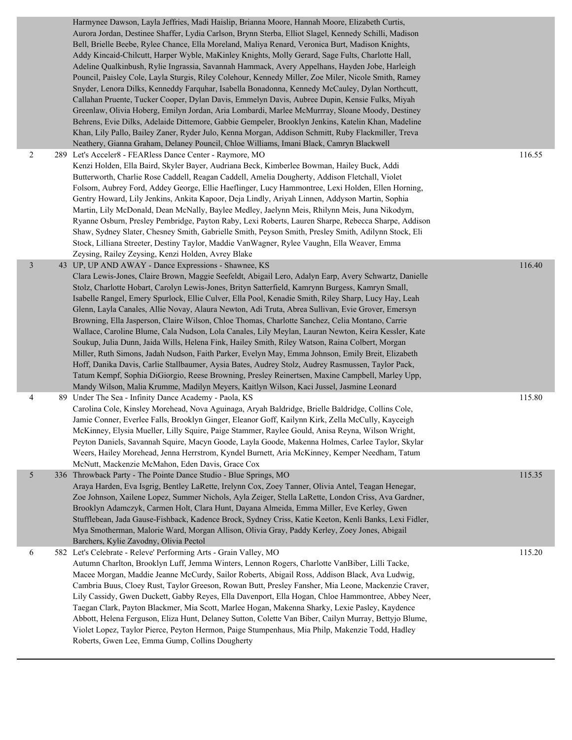| Place | # | Entry | Score |
|---|---|---|---|
| | | Harmynee Dawson, Layla Jeffries, Madi Haislip, Brianna Moore, Hannah Moore, Elizabeth Curtis, Aurora Jordan, Destinee Shaffer, Lydia Carlson, Brynn Sterba, Elliot Slagel, Kennedy Schilli, Madison Bell, Brielle Beebe, Rylee Chance, Ella Moreland, Maliya Renard, Veronica Burt, Madison Knights, Addy Kincaid-Chilcutt, Harper Wyble, MaKinley Knights, Molly Gerard, Sage Fults, Charlotte Hall, Adeline Qualkinbush, Rylie Ingrassia, Savannah Hammack, Avery Appelhans, Hayden Jobe, Harleigh Pouncil, Paisley Cole, Layla Sturgis, Riley Colehour, Kennedy Miller, Zoe Miler, Nicole Smith, Ramey Snyder, Lenora Dilks, Kenneddy Farquhar, Isabella Bonadonna, Kennedy McCauley, Dylan Northcutt, Callahan Pruente, Tucker Cooper, Dylan Davis, Emmelyn Davis, Aubree Dupin, Kensie Fulks, Miyah Greenlaw, Olivia Hoberg, Emilyn Jordan, Aria Lombardi, Marlee McMurrray, Sloane Moody, Destiney Behrens, Evie Dilks, Adelaide Dittemore, Gabbie Gempeler, Brooklyn Jenkins, Katelin Khan, Madeline Khan, Lily Pallo, Bailey Zaner, Ryder Julo, Kenna Morgan, Addison Schmitt, Ruby Flackmiller, Treva Neathery, Gianna Graham, Delaney Pouncil, Chloe Williams, Imani Black, Camryn Blackwell | |
| 2 | 289 | Let's Acceler8 - FEARless Dance Center - Raymore, MO<br>Kenzi Holden, Ella Baird, Skyler Bayer, Audriana Beck, Kimberlee Bowman, Hailey Buck, Addi Butterworth, Charlie Rose Caddell, Reagan Caddell, Amelia Dougherty, Addison Fletchall, Violet Folsom, Aubrey Ford, Addey George, Ellie Haeflinger, Lucy Hammontree, Lexi Holden, Ellen Horning, Gentry Howard, Lily Jenkins, Ankita Kapoor, Deja Lindly, Ariyah Linnen, Addyson Martin, Sophia Martin, Lily McDonald, Dean McNally, Baylee Medley, Jaelynn Meis, Rhilynn Meis, Juna Nikodym, Ryanne Osburn, Presley Pembridge, Payton Raby, Lexi Roberts, Lauren Sharpe, Rebecca Sharpe, Addison Shaw, Sydney Slater, Chesney Smith, Gabrielle Smith, Peyson Smith, Presley Smith, Adilynn Stock, Eli Stock, Lilliana Streeter, Destiny Taylor, Maddie VanWagner, Rylee Vaughn, Ella Weaver, Emma Zeysing, Railey Zeysing, Kenzi Holden, Avrey Blake | 116.55 |
| 3 | 43 | UP, UP AND AWAY - Dance Expressions - Shawnee, KS<br>Clara Lewis-Jones, Claire Brown, Maggie Seefeldt, Abigail Lero, Adalyn Earp, Avery Schwartz, Danielle Stolz, Charlotte Hobart, Carolyn Lewis-Jones, Brityn Satterfield, Kamrynn Burgess, Kamryn Small, Isabelle Rangel, Emery Spurlock, Ellie Culver, Ella Pool, Kenadie Smith, Riley Sharp, Lucy Hay, Leah Glenn, Layla Canales, Allie Novay, Alaura Newton, Adi Truta, Abrea Sullivan, Evie Grover, Emersyn Browning, Ella Jasperson, Claire Wilson, Chloe Thomas, Charlotte Sanchez, Celia Montano, Carrie Wallace, Caroline Blume, Cala Nudson, Lola Canales, Lily Meylan, Lauran Newton, Keira Kessler, Kate Soukup, Julia Dunn, Jaida Wills, Helena Fink, Hailey Smith, Riley Watson, Raina Colbert, Morgan Miller, Ruth Simons, Jadah Nudson, Faith Parker, Evelyn May, Emma Johnson, Emily Breit, Elizabeth Hoff, Danika Davis, Carlie Stallbaumer, Aysia Bates, Audrey Stolz, Audrey Rasmussen, Taylor Pack, Tatum Kempf, Sophia DiGiorgio, Reese Browning, Presley Reinertsen, Maxine Campbell, Marley Upp, Mandy Wilson, Malia Krumme, Madilyn Meyers, Kaitlyn Wilson, Kaci Jussel, Jasmine Leonard | 116.40 |
| 4 | 89 | Under The Sea - Infinity Dance Academy - Paola, KS<br>Carolina Cole, Kinsley Morehead, Nova Aguinaga, Aryah Baldridge, Brielle Baldridge, Collins Cole, Jamie Conner, Everlee Falls, Brooklyn Ginger, Eleanor Goff, Kailynn Kirk, Zella McCully, Kayceigh McKinney, Elysia Mueller, Lilly Squire, Paige Stammer, Raylee Gould, Anisa Reyna, Wilson Wright, Peyton Daniels, Savannah Squire, Macyn Goode, Layla Goode, Makenna Holmes, Carlee Taylor, Skylar Weers, Hailey Morehead, Jenna Herrstrom, Kyndel Burnett, Aria McKinney, Kemper Needham, Tatum McNutt, Mackenzie McMahon, Eden Davis, Grace Cox | 115.80 |
| 5 | 336 | Throwback Party - The Pointe Dance Studio - Blue Springs, MO<br>Araya Harden, Eva Isgrig, Bentley LaRette, Irelynn Cox, Zoey Tanner, Olivia Antel, Teagan Henegar, Zoe Johnson, Xailene Lopez, Summer Nichols, Ayla Zeiger, Stella LaRette, London Criss, Ava Gardner, Brooklyn Adamczyk, Carmen Holt, Clara Hunt, Dayana Almeida, Emma Miller, Eve Kerley, Gwen Stufflebean, Jada Gause-Fishback, Kadence Brock, Sydney Criss, Katie Keeton, Kenli Banks, Lexi Fidler, Mya Smotherman, Malorie Ward, Morgan Allison, Olivia Gray, Paddy Kerley, Zoey Jones, Abigail Barchers, Kylie Zavodny, Olivia Pectol | 115.35 |
| 6 | 582 | Let's Celebrate - Releve' Performing Arts - Grain Valley, MO<br>Autumn Charlton, Brooklyn Luff, Jemma Winters, Lennon Rogers, Charlotte VanBiber, Lilli Tacke, Macee Morgan, Maddie Jeanne McCurdy, Sailor Roberts, Abigail Ross, Addison Black, Ava Ludwig, Cambria Buus, Cloey Rust, Taylor Greeson, Rowan Butt, Presley Fansher, Mia Leone, Mackenzie Craver, Lily Cassidy, Gwen Duckett, Gabby Reyes, Ella Davenport, Ella Hogan, Chloe Hammontree, Abbey Neer, Taegan Clark, Payton Blackmer, Mia Scott, Marlee Hogan, Makenna Sharky, Lexie Pasley, Kaydence Abbott, Helena Ferguson, Eliza Hunt, Delaney Sutton, Colette Van Biber, Cailyn Murray, Bettyjo Blume, Violet Lopez, Taylor Pierce, Peyton Hermon, Paige Stumpenhaus, Mia Philp, Makenzie Todd, Hadley Roberts, Gwen Lee, Emma Gump, Collins Dougherty | 115.20 |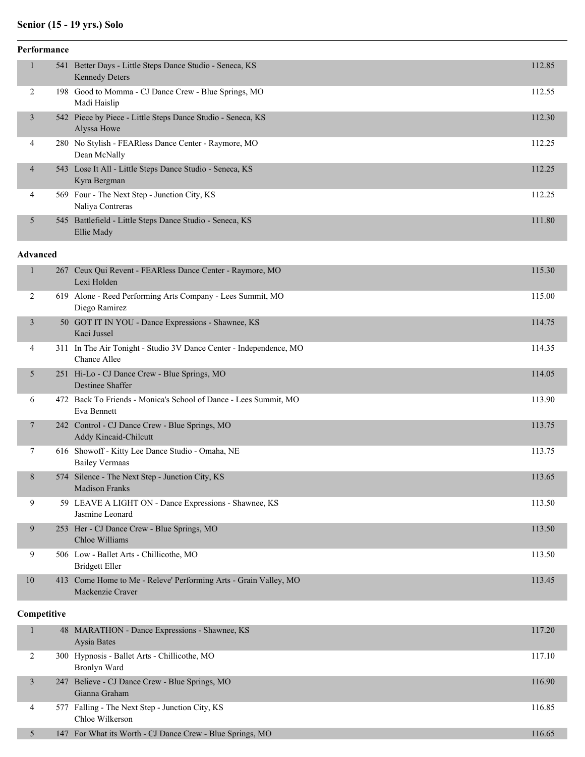## Senior (15 - 19 yrs.) Solo

### Performance

| Place | No. | Entry | Score |
|---|---|---|---|
| 1 | 541 | Better Days - Little Steps Dance Studio - Seneca, KS<br>Kennedy Deters | 112.85 |
| 2 | 198 | Good to Momma - CJ Dance Crew - Blue Springs, MO<br>Madi Haislip | 112.55 |
| 3 | 542 | Piece by Piece - Little Steps Dance Studio - Seneca, KS<br>Alyssa Howe | 112.30 |
| 4 | 280 | No Stylish - FEARless Dance Center - Raymore, MO<br>Dean McNally | 112.25 |
| 4 | 543 | Lose It All - Little Steps Dance Studio - Seneca, KS<br>Kyra Bergman | 112.25 |
| 4 | 569 | Four - The Next Step - Junction City, KS<br>Naliya Contreras | 112.25 |
| 5 | 545 | Battlefield - Little Steps Dance Studio - Seneca, KS<br>Ellie Mady | 111.80 |

### Advanced

| Place | No. | Entry | Score |
|---|---|---|---|
| 1 | 267 | Ceux Qui Revent - FEARless Dance Center - Raymore, MO<br>Lexi Holden | 115.30 |
| 2 | 619 | Alone - Reed Performing Arts Company - Lees Summit, MO<br>Diego Ramirez | 115.00 |
| 3 | 50 | GOT IT IN YOU - Dance Expressions - Shawnee, KS<br>Kaci Jussel | 114.75 |
| 4 | 311 | In The Air Tonight - Studio 3V Dance Center - Independence, MO<br>Chance Allee | 114.35 |
| 5 | 251 | Hi-Lo - CJ Dance Crew - Blue Springs, MO<br>Destinee Shaffer | 114.05 |
| 6 | 472 | Back To Friends - Monica's School of Dance - Lees Summit, MO<br>Eva Bennett | 113.90 |
| 7 | 242 | Control - CJ Dance Crew - Blue Springs, MO<br>Addy Kincaid-Chilcutt | 113.75 |
| 7 | 616 | Showoff - Kitty Lee Dance Studio - Omaha, NE<br>Bailey Vermaas | 113.75 |
| 8 | 574 | Silence - The Next Step - Junction City, KS<br>Madison Franks | 113.65 |
| 9 | 59 | LEAVE A LIGHT ON - Dance Expressions - Shawnee, KS<br>Jasmine Leonard | 113.50 |
| 9 | 253 | Her - CJ Dance Crew - Blue Springs, MO<br>Chloe Williams | 113.50 |
| 9 | 506 | Low - Ballet Arts - Chillicothe, MO<br>Bridgett Eller | 113.50 |
| 10 | 413 | Come Home to Me - Releve' Performing Arts - Grain Valley, MO<br>Mackenzie Craver | 113.45 |

### Competitive

| Place | No. | Entry | Score |
|---|---|---|---|
| 1 | 48 | MARATHON - Dance Expressions - Shawnee, KS<br>Aysia Bates | 117.20 |
| 2 | 300 | Hypnosis - Ballet Arts - Chillicothe, MO<br>Bronlyn Ward | 117.10 |
| 3 | 247 | Believe - CJ Dance Crew - Blue Springs, MO<br>Gianna Graham | 116.90 |
| 4 | 577 | Falling - The Next Step - Junction City, KS<br>Chloe Wilkerson | 116.85 |
| 5 | 147 | For What its Worth - CJ Dance Crew - Blue Springs, MO | 116.65 |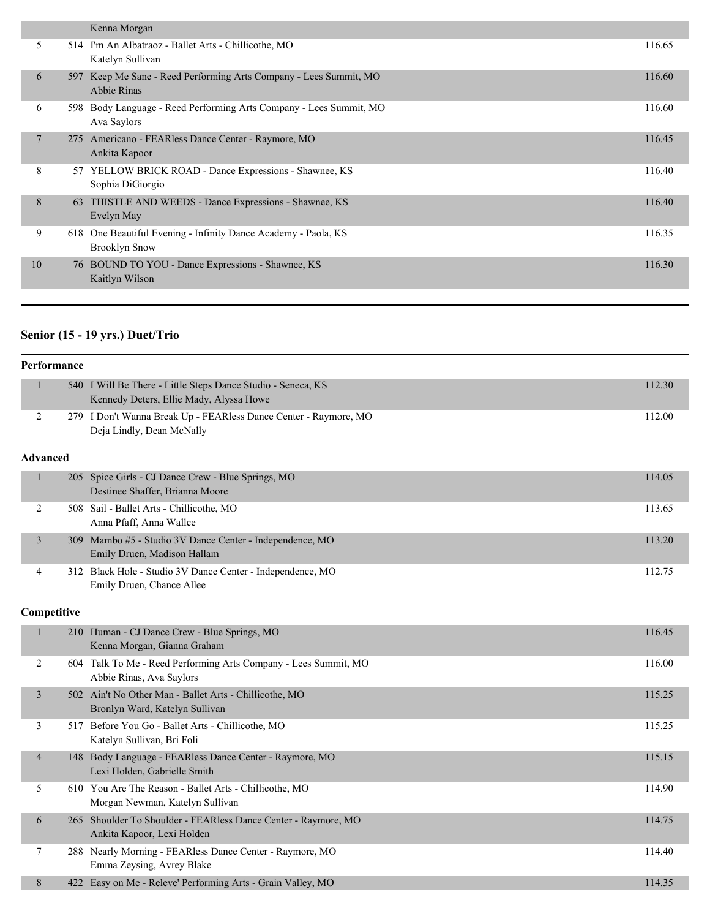| Place | No. | Entry | Score |
|---|---|---|---|
| | | Kenna Morgan | |
| 5 | 514 | I'm An Albatraoz - Ballet Arts - Chillicothe, MO<br>Katelyn Sullivan | 116.65 |
| 6 | 597 | Keep Me Sane - Reed Performing Arts Company - Lees Summit, MO<br>Abbie Rinas | 116.60 |
| 6 | 598 | Body Language - Reed Performing Arts Company - Lees Summit, MO<br>Ava Saylors | 116.60 |
| 7 | 275 | Americano - FEARless Dance Center - Raymore, MO<br>Ankita Kapoor | 116.45 |
| 8 | 57 | YELLOW BRICK ROAD - Dance Expressions - Shawnee, KS<br>Sophia DiGiorgio | 116.40 |
| 8 | 63 | THISTLE AND WEEDS - Dance Expressions - Shawnee, KS<br>Evelyn May | 116.40 |
| 9 | 618 | One Beautiful Evening - Infinity Dance Academy - Paola, KS<br>Brooklyn Snow | 116.35 |
| 10 | 76 | BOUND TO YOU - Dance Expressions - Shawnee, KS<br>Kaitlyn Wilson | 116.30 |

## Senior (15 - 19 yrs.) Duet/Trio

### Performance

| Place | No. | Entry | Score |
|---|---|---|---|
| 1 | 540 | I Will Be There - Little Steps Dance Studio - Seneca, KS<br>Kennedy Deters, Ellie Mady, Alyssa Howe | 112.30 |
| 2 | 279 | I Don't Wanna Break Up - FEARless Dance Center - Raymore, MO<br>Deja Lindly, Dean McNally | 112.00 |

### Advanced

| Place | No. | Entry | Score |
|---|---|---|---|
| 1 | 205 | Spice Girls - CJ Dance Crew - Blue Springs, MO<br>Destinee Shaffer, Brianna Moore | 114.05 |
| 2 | 508 | Sail - Ballet Arts - Chillicothe, MO<br>Anna Pfaff, Anna Wallce | 113.65 |
| 3 | 309 | Mambo #5 - Studio 3V Dance Center - Independence, MO<br>Emily Druen, Madison Hallam | 113.20 |
| 4 | 312 | Black Hole - Studio 3V Dance Center - Independence, MO<br>Emily Druen, Chance Allee | 112.75 |

### Competitive

| Place | No. | Entry | Score |
|---|---|---|---|
| 1 | 210 | Human - CJ Dance Crew - Blue Springs, MO<br>Kenna Morgan, Gianna Graham | 116.45 |
| 2 | 604 | Talk To Me - Reed Performing Arts Company - Lees Summit, MO<br>Abbie Rinas, Ava Saylors | 116.00 |
| 3 | 502 | Ain't No Other Man - Ballet Arts - Chillicothe, MO<br>Bronlyn Ward, Katelyn Sullivan | 115.25 |
| 3 | 517 | Before You Go - Ballet Arts - Chillicothe, MO<br>Katelyn Sullivan, Bri Foli | 115.25 |
| 4 | 148 | Body Language - FEARless Dance Center - Raymore, MO<br>Lexi Holden, Gabrielle Smith | 115.15 |
| 5 | 610 | You Are The Reason - Ballet Arts - Chillicothe, MO<br>Morgan Newman, Katelyn Sullivan | 114.90 |
| 6 | 265 | Shoulder To Shoulder - FEARless Dance Center - Raymore, MO<br>Ankita Kapoor, Lexi Holden | 114.75 |
| 7 | 288 | Nearly Morning - FEARless Dance Center - Raymore, MO<br>Emma Zeysing, Avrey Blake | 114.40 |
| 8 | 422 | Easy on Me - Releve' Performing Arts - Grain Valley, MO | 114.35 |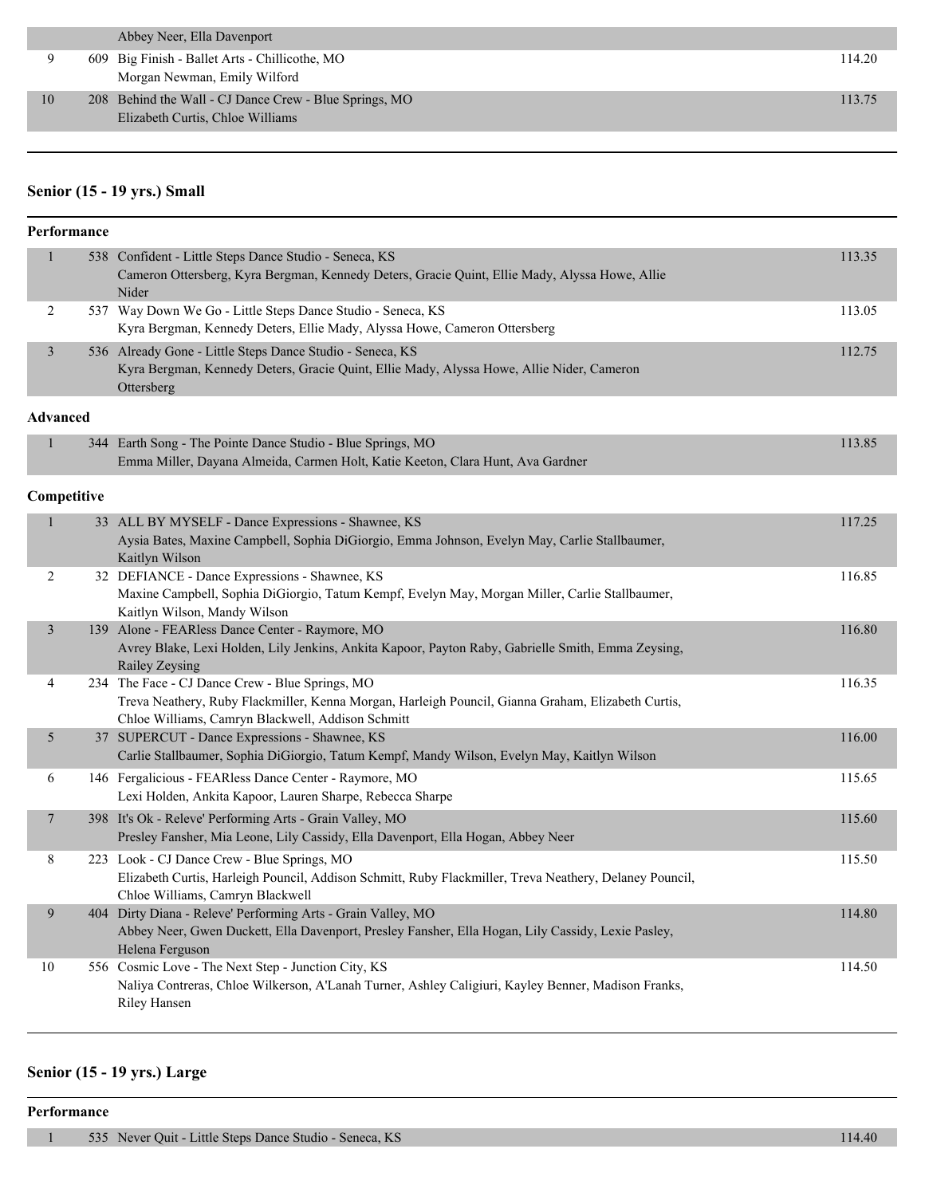| | | | |
|---|---|---|---|
| | | Abbey Neer, Ella Davenport | |
| 9 | 609 | Big Finish - Ballet Arts - Chillicothe, MO<br>Morgan Newman, Emily Wilford | 114.20 |
| 10 | 208 | Behind the Wall - CJ Dance Crew - Blue Springs, MO<br>Elizabeth Curtis, Chloe Williams | 113.75 |

## Senior (15 - 19 yrs.) Small

### Performance

| | | | |
|---|---|---|---|
| 1 | 538 | Confident - Little Steps Dance Studio - Seneca, KS<br>Cameron Ottersberg, Kyra Bergman, Kennedy Deters, Gracie Quint, Ellie Mady, Alyssa Howe, Allie Nider | 113.35 |
| 2 | 537 | Way Down We Go - Little Steps Dance Studio - Seneca, KS<br>Kyra Bergman, Kennedy Deters, Ellie Mady, Alyssa Howe, Cameron Ottersberg | 113.05 |
| 3 | 536 | Already Gone - Little Steps Dance Studio - Seneca, KS<br>Kyra Bergman, Kennedy Deters, Gracie Quint, Ellie Mady, Alyssa Howe, Allie Nider, Cameron Ottersberg | 112.75 |

### Advanced

| | | | |
|---|---|---|---|
| 1 | 344 | Earth Song - The Pointe Dance Studio - Blue Springs, MO<br>Emma Miller, Dayana Almeida, Carmen Holt, Katie Keeton, Clara Hunt, Ava Gardner | 113.85 |

### Competitive

| | | | |
|---|---|---|---|
| 1 | 33 | ALL BY MYSELF - Dance Expressions - Shawnee, KS<br>Aysia Bates, Maxine Campbell, Sophia DiGiorgio, Emma Johnson, Evelyn May, Carlie Stallbaumer, Kaitlyn Wilson | 117.25 |
| 2 | 32 | DEFIANCE - Dance Expressions - Shawnee, KS<br>Maxine Campbell, Sophia DiGiorgio, Tatum Kempf, Evelyn May, Morgan Miller, Carlie Stallbaumer, Kaitlyn Wilson, Mandy Wilson | 116.85 |
| 3 | 139 | Alone - FEARless Dance Center - Raymore, MO<br>Avrey Blake, Lexi Holden, Lily Jenkins, Ankita Kapoor, Payton Raby, Gabrielle Smith, Emma Zeysing, Railey Zeysing | 116.80 |
| 4 | 234 | The Face - CJ Dance Crew - Blue Springs, MO<br>Treva Neathery, Ruby Flackmiller, Kenna Morgan, Harleigh Pouncil, Gianna Graham, Elizabeth Curtis, Chloe Williams, Camryn Blackwell, Addison Schmitt | 116.35 |
| 5 | 37 | SUPERCUT - Dance Expressions - Shawnee, KS<br>Carlie Stallbaumer, Sophia DiGiorgio, Tatum Kempf, Mandy Wilson, Evelyn May, Kaitlyn Wilson | 116.00 |
| 6 | 146 | Fergalicious - FEARless Dance Center - Raymore, MO<br>Lexi Holden, Ankita Kapoor, Lauren Sharpe, Rebecca Sharpe | 115.65 |
| 7 | 398 | It's Ok - Releve' Performing Arts - Grain Valley, MO<br>Presley Fansher, Mia Leone, Lily Cassidy, Ella Davenport, Ella Hogan, Abbey Neer | 115.60 |
| 8 | 223 | Look - CJ Dance Crew - Blue Springs, MO<br>Elizabeth Curtis, Harleigh Pouncil, Addison Schmitt, Ruby Flackmiller, Treva Neathery, Delaney Pouncil, Chloe Williams, Camryn Blackwell | 115.50 |
| 9 | 404 | Dirty Diana - Releve' Performing Arts - Grain Valley, MO<br>Abbey Neer, Gwen Duckett, Ella Davenport, Presley Fansher, Ella Hogan, Lily Cassidy, Lexie Pasley, Helena Ferguson | 114.80 |
| 10 | 556 | Cosmic Love - The Next Step - Junction City, KS<br>Naliya Contreras, Chloe Wilkerson, A'Lanah Turner, Ashley Caligiuri, Kayley Benner, Madison Franks, Riley Hansen | 114.50 |

## Senior (15 - 19 yrs.) Large

### Performance

| | | | |
|---|---|---|---|
| 1 | 535 | Never Quit - Little Steps Dance Studio - Seneca, KS | 114.40 |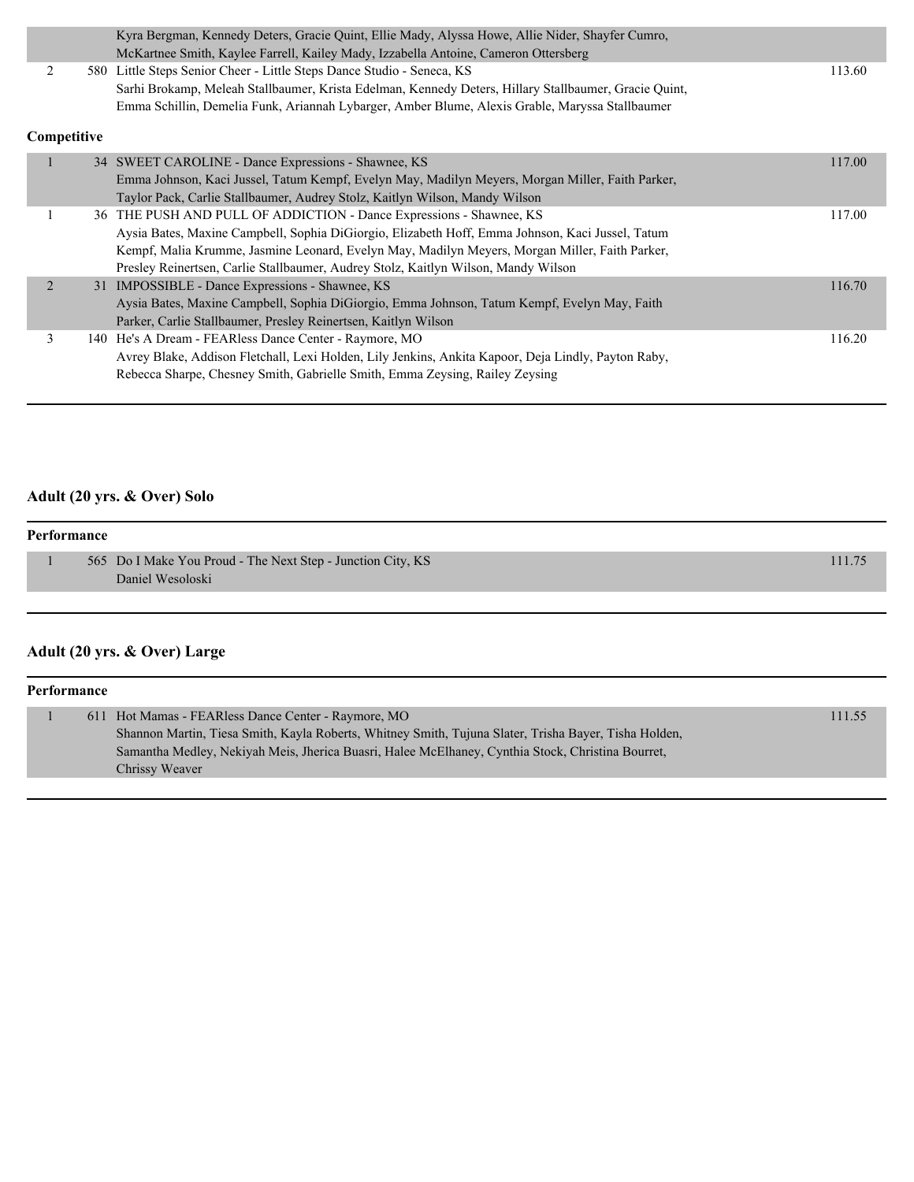| | | | |
|---|---|---|---|
| | | Kyra Bergman, Kennedy Deters, Gracie Quint, Ellie Mady, Alyssa Howe, Allie Nider, Shayfer Cumro, McKartnee Smith, Kaylee Farrell, Kailey Mady, Izzabella Antoine, Cameron Ottersberg | |
| 2 | 580 | Little Steps Senior Cheer - Little Steps Dance Studio - Seneca, KS<br>Sarhi Brokamp, Meleah Stallbaumer, Krista Edelman, Kennedy Deters, Hillary Stallbaumer, Gracie Quint, Emma Schillin, Demelia Funk, Ariannah Lybarger, Amber Blume, Alexis Grable, Maryssa Stallbaumer | 113.60 |

**Competitive**

| | | | |
|---|---|---|---|
| 1 | 34 | SWEET CAROLINE - Dance Expressions - Shawnee, KS<br>Emma Johnson, Kaci Jussel, Tatum Kempf, Evelyn May, Madilyn Meyers, Morgan Miller, Faith Parker, Taylor Pack, Carlie Stallbaumer, Audrey Stolz, Kaitlyn Wilson, Mandy Wilson | 117.00 |
| 1 | 36 | THE PUSH AND PULL OF ADDICTION - Dance Expressions - Shawnee, KS<br>Aysia Bates, Maxine Campbell, Sophia DiGiorgio, Elizabeth Hoff, Emma Johnson, Kaci Jussel, Tatum Kempf, Malia Krumme, Jasmine Leonard, Evelyn May, Madilyn Meyers, Morgan Miller, Faith Parker, Presley Reinertsen, Carlie Stallbaumer, Audrey Stolz, Kaitlyn Wilson, Mandy Wilson | 117.00 |
| 2 | 31 | IMPOSSIBLE - Dance Expressions - Shawnee, KS<br>Aysia Bates, Maxine Campbell, Sophia DiGiorgio, Emma Johnson, Tatum Kempf, Evelyn May, Faith Parker, Carlie Stallbaumer, Presley Reinertsen, Kaitlyn Wilson | 116.70 |
| 3 | 140 | He's A Dream - FEARless Dance Center - Raymore, MO<br>Avrey Blake, Addison Fletchall, Lexi Holden, Lily Jenkins, Ankita Kapoor, Deja Lindly, Payton Raby, Rebecca Sharpe, Chesney Smith, Gabrielle Smith, Emma Zeysing, Railey Zeysing | 116.20 |

## Adult (20 yrs. & Over) Solo

**Performance**

| | | | |
|---|---|---|---|
| 1 | 565 | Do I Make You Proud - The Next Step - Junction City, KS<br>Daniel Wesoloski | 111.75 |

## Adult (20 yrs. & Over) Large

**Performance**

| | | | |
|---|---|---|---|
| 1 | 611 | Hot Mamas - FEARless Dance Center - Raymore, MO<br>Shannon Martin, Tiesa Smith, Kayla Roberts, Whitney Smith, Tujuna Slater, Trisha Bayer, Tisha Holden, Samantha Medley, Nekiyah Meis, Jherica Buasri, Halee McElhaney, Cynthia Stock, Christina Bourret, Chrissy Weaver | 111.55 |